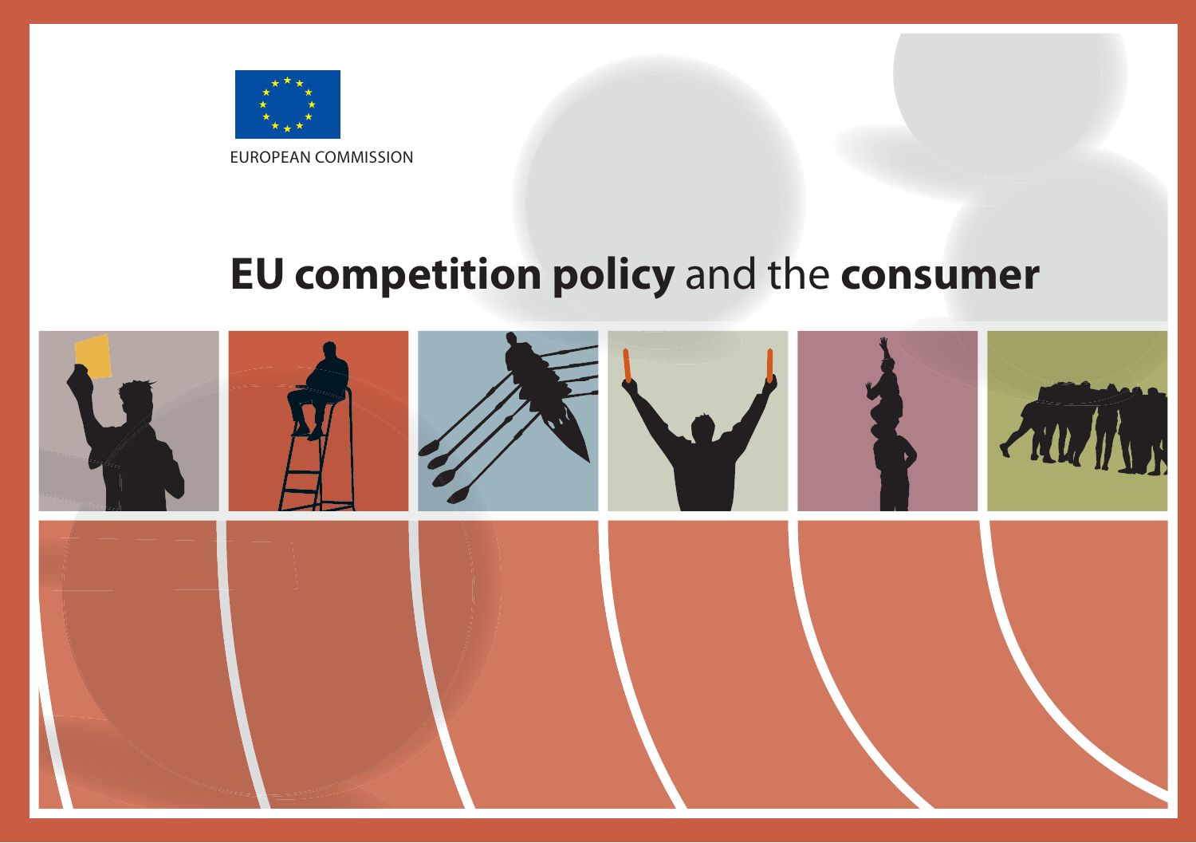EUROPEAN COMMISSION

# **EU competition policy** and the **consumer**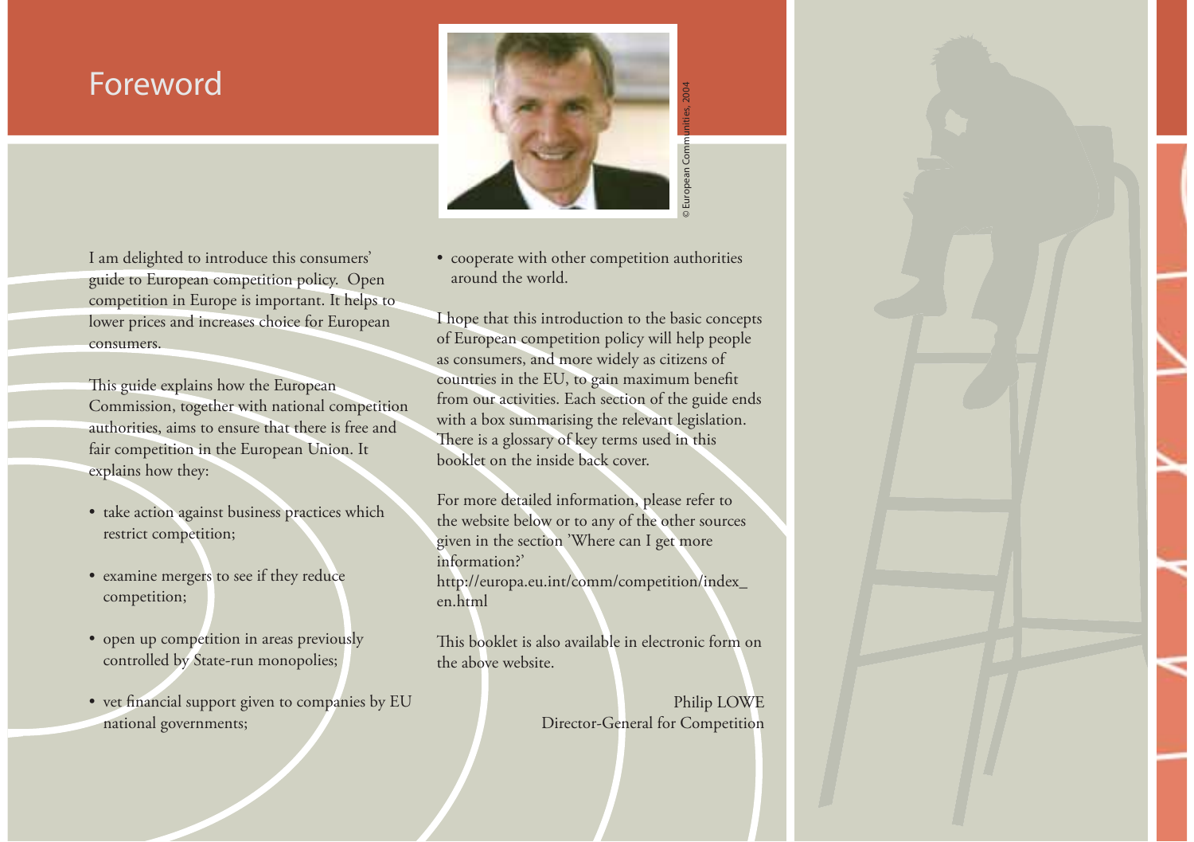# Foreword

© European Communities, 2004

I am delighted to introduce this consumers' guide to European competition policy. Open competition in Europe is important. It helps to lower prices and increases choice for European consumers.

This guide explains how the European Commission, together with national competition authorities, aims to ensure that there is free and fair competition in the European Union. It explains how they:

- take action against business practices which restrict competition;
- examine mergers to see if they reduce competition;
- open up competition in areas previously controlled by State-run monopolies;
- vet financial support given to companies by EU national governments;
- cooperate with other competition authorities around the world.

I hope that this introduction to the basic concepts of European competition policy will help people as consumers, and more widely as citizens of countries in the EU, to gain maximum benefit from our activities. Each section of the guide ends with a box summarising the relevant legislation. There is a glossary of key terms used in this booklet on the inside back cover.

For more detailed information, please refer to the website below or to any of the other sources given in the section 'Where can I get more information?'
http://europa.eu.int/comm/competition/index_en.html

This booklet is also available in electronic form on the above website.

Philip LOWE
Director-General for Competition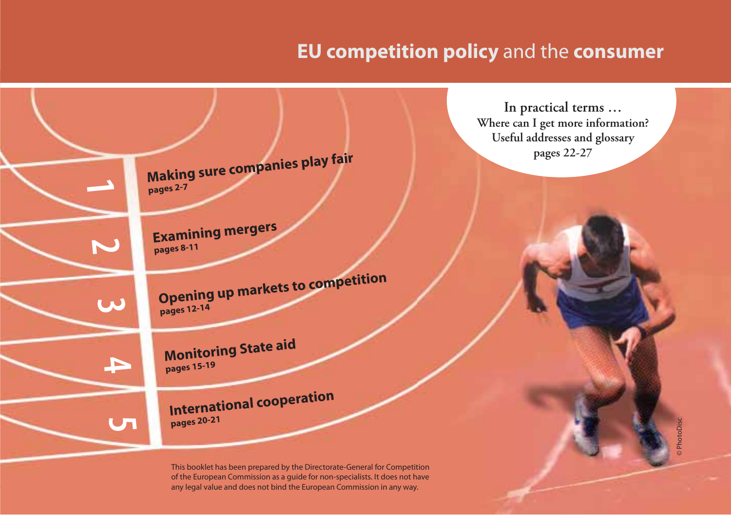# EU competition policy and the consumer

**In practical terms …**
**Where can I get more information?**
**Useful addresses and glossary**
**pages 22-27**

1. **Making sure companies play fair**
   pages 2-7
2. **Examining mergers**
   pages 8-11
3. **Opening up markets to competition**
   pages 12-14
4. **Monitoring State aid**
   pages 15-19
5. **International cooperation**
   pages 20-21

This booklet has been prepared by the Directorate-General for Competition of the European Commission as a guide for non-specialists. It does not have any legal value and does not bind the European Commission in any way.

© PhotoDisc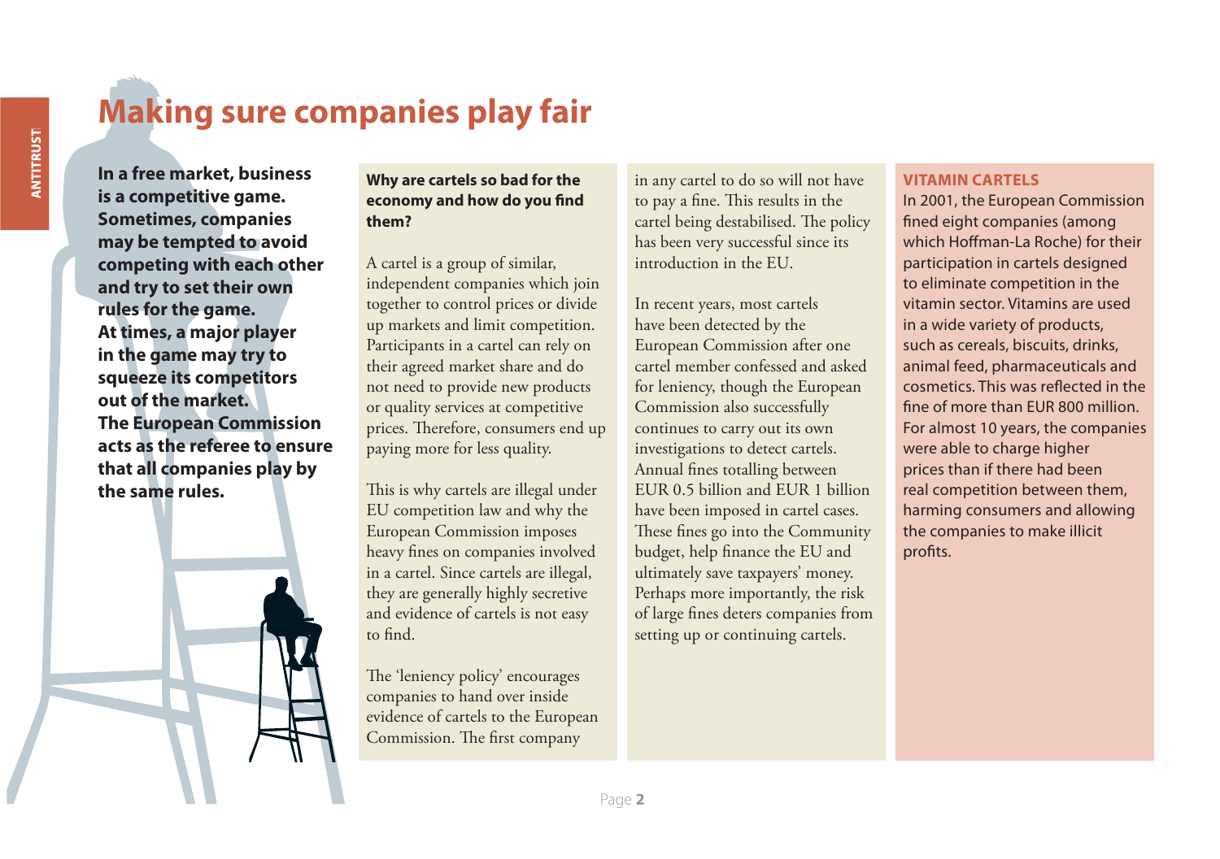# Making sure companies play fair

**In a free market, business is a competitive game. Sometimes, companies may be tempted to avoid competing with each other and try to set their own rules for the game. At times, a major player in the game may try to squeeze its competitors out of the market. The European Commission acts as the referee to ensure that all companies play by the same rules.**

**Why are cartels so bad for the economy and how do you find them?**

A cartel is a group of similar, independent companies which join together to control prices or divide up markets and limit competition. Participants in a cartel can rely on their agreed market share and do not need to provide new products or quality services at competitive prices. Therefore, consumers end up paying more for less quality.

This is why cartels are illegal under EU competition law and why the European Commission imposes heavy fines on companies involved in a cartel. Since cartels are illegal, they are generally highly secretive and evidence of cartels is not easy to find.

The 'leniency policy' encourages companies to hand over inside evidence of cartels to the European Commission. The first company in any cartel to do so will not have to pay a fine. This results in the cartel being destabilised. The policy has been very successful since its introduction in the EU.

In recent years, most cartels have been detected by the European Commission after one cartel member confessed and asked for leniency, though the European Commission also successfully continues to carry out its own investigations to detect cartels. Annual fines totalling between EUR 0.5 billion and EUR 1 billion have been imposed in cartel cases. These fines go into the Community budget, help finance the EU and ultimately save taxpayers' money. Perhaps more importantly, the risk of large fines deters companies from setting up or continuing cartels.

**VITAMIN CARTELS**

In 2001, the European Commission fined eight companies (among which Hoffman-La Roche) for their participation in cartels designed to eliminate competition in the vitamin sector. Vitamins are used in a wide variety of products, such as cereals, biscuits, drinks, animal feed, pharmaceuticals and cosmetics. This was reflected in the fine of more than EUR 800 million. For almost 10 years, the companies were able to charge higher prices than if there had been real competition between them, harming consumers and allowing the companies to make illicit profits.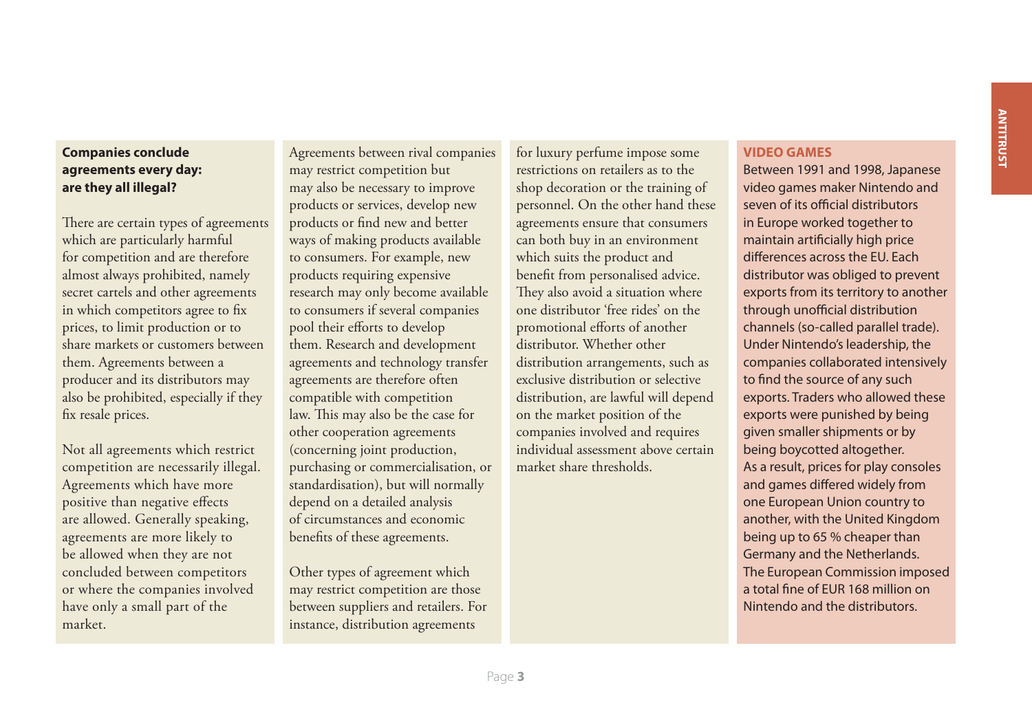### Companies conclude agreements every day: are they all illegal?

There are certain types of agreements which are particularly harmful for competition and are therefore almost always prohibited, namely secret cartels and other agreements in which competitors agree to fix prices, to limit production or to share markets or customers between them. Agreements between a producer and its distributors may also be prohibited, especially if they fix resale prices.

Not all agreements which restrict competition are necessarily illegal. Agreements which have more positive than negative effects are allowed. Generally speaking, agreements are more likely to be allowed when they are not concluded between competitors or where the companies involved have only a small part of the market.

Agreements between rival companies may restrict competition but may also be necessary to improve products or services, develop new products or find new and better ways of making products available to consumers. For example, new products requiring expensive research may only become available to consumers if several companies pool their efforts to develop them. Research and development agreements and technology transfer agreements are therefore often compatible with competition law. This may also be the case for other cooperation agreements (concerning joint production, purchasing or commercialisation, or standardisation), but will normally depend on a detailed analysis of circumstances and economic benefits of these agreements.

Other types of agreement which may restrict competition are those between suppliers and retailers. For instance, distribution agreements for luxury perfume impose some restrictions on retailers as to the shop decoration or the training of personnel. On the other hand these agreements ensure that consumers can both buy in an environment which suits the product and benefit from personalised advice. They also avoid a situation where one distributor 'free rides' on the promotional efforts of another distributor. Whether other distribution arrangements, such as exclusive distribution or selective distribution, are lawful will depend on the market position of the companies involved and requires individual assessment above certain market share thresholds.

### VIDEO GAMES

Between 1991 and 1998, Japanese video games maker Nintendo and seven of its official distributors in Europe worked together to maintain artificially high price differences across the EU. Each distributor was obliged to prevent exports from its territory to another through unofficial distribution channels (so-called parallel trade). Under Nintendo's leadership, the companies collaborated intensively to find the source of any such exports. Traders who allowed these exports were punished by being given smaller shipments or by being boycotted altogether.
As a result, prices for play consoles and games differed widely from one European Union country to another, with the United Kingdom being up to 65 % cheaper than Germany and the Netherlands.
The European Commission imposed a total fine of EUR 168 million on Nintendo and the distributors.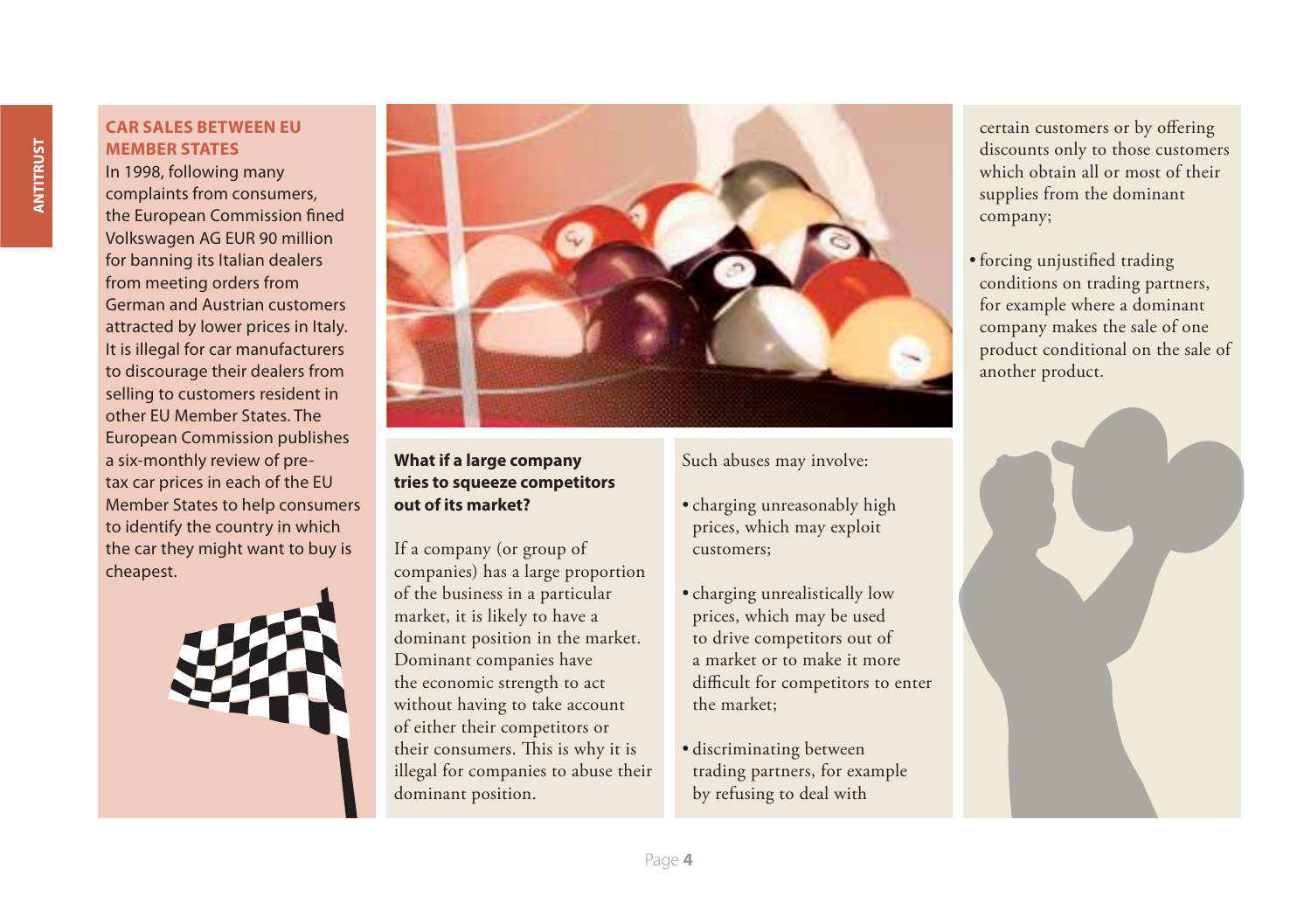## CAR SALES BETWEEN EU MEMBER STATES

In 1998, following many complaints from consumers, the European Commission fined Volkswagen AG EUR 90 million for banning its Italian dealers from meeting orders from German and Austrian customers attracted by lower prices in Italy. It is illegal for car manufacturers to discourage their dealers from selling to customers resident in other EU Member States. The European Commission publishes a six-monthly review of pre-tax car prices in each of the EU Member States to help consumers to identify the country in which the car they might want to buy is cheapest.

### What if a large company tries to squeeze competitors out of its market?

If a company (or group of companies) has a large proportion of the business in a particular market, it is likely to have a dominant position in the market. Dominant companies have the economic strength to act without having to take account of either their competitors or their consumers. This is why it is illegal for companies to abuse their dominant position.

Such abuses may involve:

- charging unreasonably high prices, which may exploit customers;
- charging unrealistically low prices, which may be used to drive competitors out of a market or to make it more difficult for competitors to enter the market;
- discriminating between trading partners, for example by refusing to deal with certain customers or by offering discounts only to those customers which obtain all or most of their supplies from the dominant company;
- forcing unjustified trading conditions on trading partners, for example where a dominant company makes the sale of one product conditional on the sale of another product.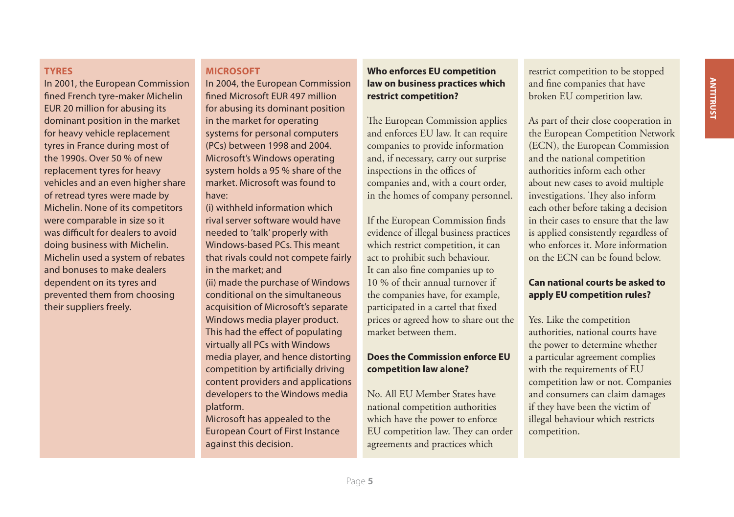### TYRES

In 2001, the European Commission fined French tyre-maker Michelin EUR 20 million for abusing its dominant position in the market for heavy vehicle replacement tyres in France during most of the 1990s. Over 50 % of new replacement tyres for heavy vehicles and an even higher share of retread tyres were made by Michelin. None of its competitors were comparable in size so it was difficult for dealers to avoid doing business with Michelin. Michelin used a system of rebates and bonuses to make dealers dependent on its tyres and prevented them from choosing their suppliers freely.

### MICROSOFT

In 2004, the European Commission fined Microsoft EUR 497 million for abusing its dominant position in the market for operating systems for personal computers (PCs) between 1998 and 2004. Microsoft's Windows operating system holds a 95 % share of the market. Microsoft was found to have:

(i) withheld information which rival server software would have needed to 'talk' properly with Windows-based PCs. This meant that rivals could not compete fairly in the market; and

(ii) made the purchase of Windows conditional on the simultaneous acquisition of Microsoft's separate Windows media player product. This had the effect of populating virtually all PCs with Windows media player, and hence distorting competition by artificially driving content providers and applications developers to the Windows media platform.

Microsoft has appealed to the European Court of First Instance against this decision.

**Who enforces EU competition law on business practices which restrict competition?**

The European Commission applies and enforces EU law. It can require companies to provide information and, if necessary, carry out surprise inspections in the offices of companies and, with a court order, in the homes of company personnel.

If the European Commission finds evidence of illegal business practices which restrict competition, it can act to prohibit such behaviour. It can also fine companies up to 10 % of their annual turnover if the companies have, for example, participated in a cartel that fixed prices or agreed how to share out the market between them.

**Does the Commission enforce EU competition law alone?**

No. All EU Member States have national competition authorities which have the power to enforce EU competition law. They can order agreements and practices which restrict competition to be stopped and fine companies that have broken EU competition law.

As part of their close cooperation in the European Competition Network (ECN), the European Commission and the national competition authorities inform each other about new cases to avoid multiple investigations. They also inform each other before taking a decision in their cases to ensure that the law is applied consistently regardless of who enforces it. More information on the ECN can be found below.

**Can national courts be asked to apply EU competition rules?**

Yes. Like the competition authorities, national courts have the power to determine whether a particular agreement complies with the requirements of EU competition law or not. Companies and consumers can claim damages if they have been the victim of illegal behaviour which restricts competition.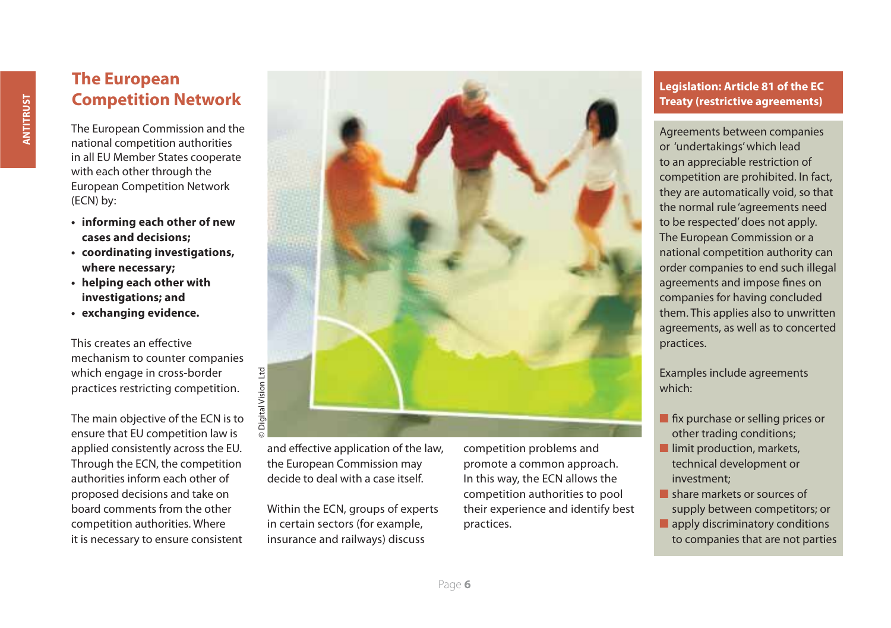## The European Competition Network

The European Commission and the national competition authorities in all EU Member States cooperate with each other through the European Competition Network (ECN) by:

- **informing each other of new cases and decisions;**
- **coordinating investigations, where necessary;**
- **helping each other with investigations; and**
- **exchanging evidence.**

This creates an effective mechanism to counter companies which engage in cross-border practices restricting competition.

The main objective of the ECN is to ensure that EU competition law is applied consistently across the EU. Through the ECN, the competition authorities inform each other of proposed decisions and take on board comments from the other competition authorities. Where it is necessary to ensure consistent and effective application of the law, the European Commission may decide to deal with a case itself.

Within the ECN, groups of experts in certain sectors (for example, insurance and railways) discuss competition problems and promote a common approach. In this way, the ECN allows the competition authorities to pool their experience and identify best practices.

© Digital Vision Ltd

### Legislation: Article 81 of the EC Treaty (restrictive agreements)

Agreements between companies or 'undertakings' which lead to an appreciable restriction of competition are prohibited. In fact, they are automatically void, so that the normal rule 'agreements need to be respected' does not apply. The European Commission or a national competition authority can order companies to end such illegal agreements and impose fines on companies for having concluded them. This applies also to unwritten agreements, as well as to concerted practices.

Examples include agreements which:

- fix purchase or selling prices or other trading conditions;
- limit production, markets, technical development or investment;
- share markets or sources of supply between competitors; or
- apply discriminatory conditions to companies that are not parties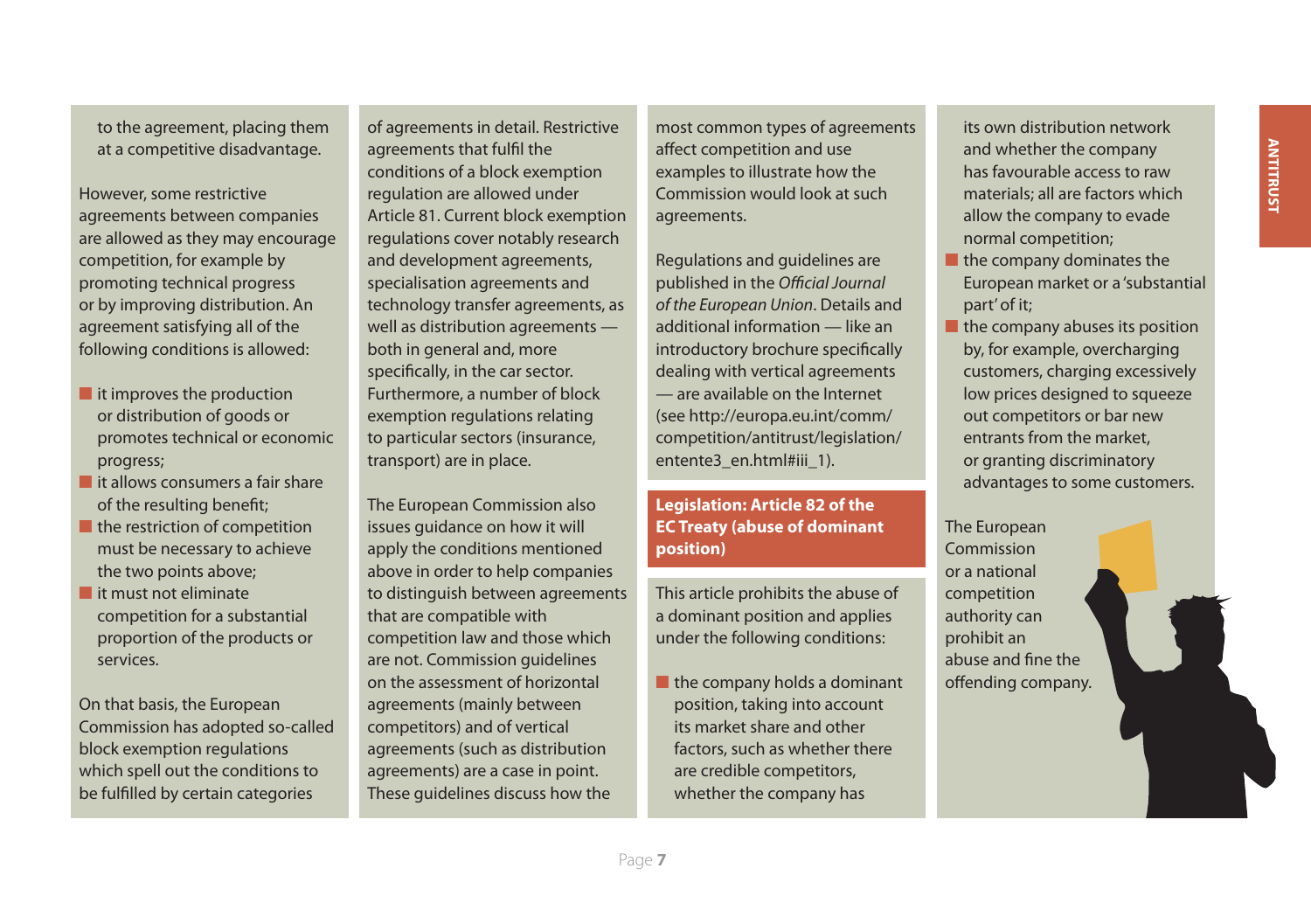to the agreement, placing them at a competitive disadvantage.

However, some restrictive agreements between companies are allowed as they may encourage competition, for example by promoting technical progress or by improving distribution. An agreement satisfying all of the following conditions is allowed:

- it improves the production or distribution of goods or promotes technical or economic progress;
- it allows consumers a fair share of the resulting benefit;
- the restriction of competition must be necessary to achieve the two points above;
- it must not eliminate competition for a substantial proportion of the products or services.

On that basis, the European Commission has adopted so-called block exemption regulations which spell out the conditions to be fulfilled by certain categories of agreements in detail. Restrictive agreements that fulfil the conditions of a block exemption regulation are allowed under Article 81. Current block exemption regulations cover notably research and development agreements, specialisation agreements and technology transfer agreements, as well as distribution agreements — both in general and, more specifically, in the car sector. Furthermore, a number of block exemption regulations relating to particular sectors (insurance, transport) are in place.

The European Commission also issues guidance on how it will apply the conditions mentioned above in order to help companies to distinguish between agreements that are compatible with competition law and those which are not. Commission guidelines on the assessment of horizontal agreements (mainly between competitors) and of vertical agreements (such as distribution agreements) are a case in point. These guidelines discuss how the most common types of agreements affect competition and use examples to illustrate how the Commission would look at such agreements.

Regulations and guidelines are published in the *Official Journal of the European Union*. Details and additional information — like an introductory brochure specifically dealing with vertical agreements — are available on the Internet (see http://europa.eu.int/comm/competition/antitrust/legislation/entente3_en.html#iii_1).

## Legislation: Article 82 of the EC Treaty (abuse of dominant position)

This article prohibits the abuse of a dominant position and applies under the following conditions:

- the company holds a dominant position, taking into account its market share and other factors, such as whether there are credible competitors, whether the company has its own distribution network and whether the company has favourable access to raw materials; all are factors which allow the company to evade normal competition;
- the company dominates the European market or a 'substantial part' of it;
- the company abuses its position by, for example, overcharging customers, charging excessively low prices designed to squeeze out competitors or bar new entrants from the market, or granting discriminatory advantages to some customers.

The European Commission or a national competition authority can prohibit an abuse and fine the offending company.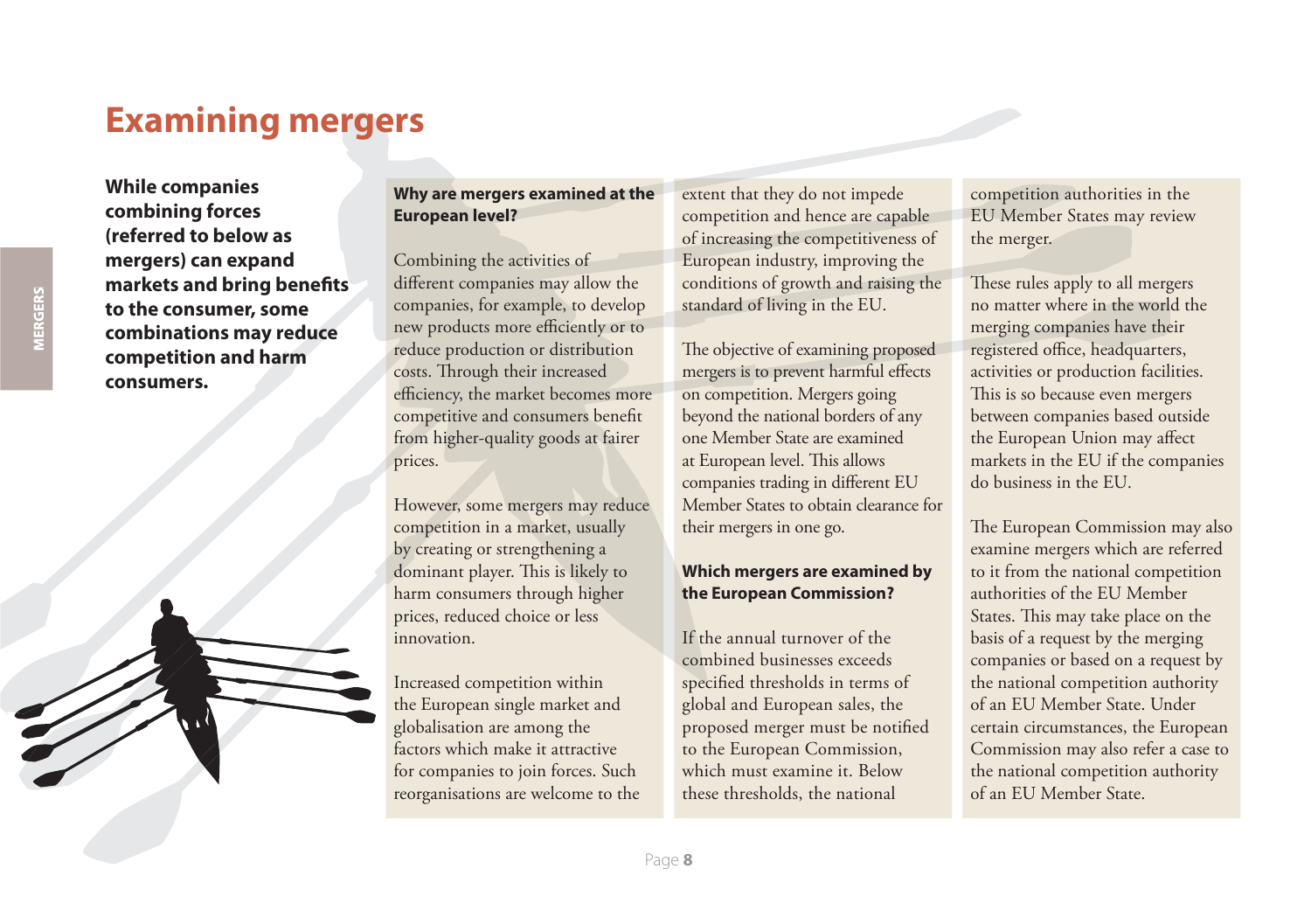# Examining mergers

**While companies combining forces (referred to below as mergers) can expand markets and bring benefits to the consumer, some combinations may reduce competition and harm consumers.**

**Why are mergers examined at the European level?**

Combining the activities of different companies may allow the companies, for example, to develop new products more efficiently or to reduce production or distribution costs. Through their increased efficiency, the market becomes more competitive and consumers benefit from higher-quality goods at fairer prices.

However, some mergers may reduce competition in a market, usually by creating or strengthening a dominant player. This is likely to harm consumers through higher prices, reduced choice or less innovation.

Increased competition within the European single market and globalisation are among the factors which make it attractive for companies to join forces. Such reorganisations are welcome to the extent that they do not impede competition and hence are capable of increasing the competitiveness of European industry, improving the conditions of growth and raising the standard of living in the EU.

The objective of examining proposed mergers is to prevent harmful effects on competition. Mergers going beyond the national borders of any one Member State are examined at European level. This allows companies trading in different EU Member States to obtain clearance for their mergers in one go.

**Which mergers are examined by the European Commission?**

If the annual turnover of the combined businesses exceeds specified thresholds in terms of global and European sales, the proposed merger must be notified to the European Commission, which must examine it. Below these thresholds, the national competition authorities in the EU Member States may review the merger.

These rules apply to all mergers no matter where in the world the merging companies have their registered office, headquarters, activities or production facilities. This is so because even mergers between companies based outside the European Union may affect markets in the EU if the companies do business in the EU.

The European Commission may also examine mergers which are referred to it from the national competition authorities of the EU Member States. This may take place on the basis of a request by the merging companies or based on a request by the national competition authority of an EU Member State. Under certain circumstances, the European Commission may also refer a case to the national competition authority of an EU Member State.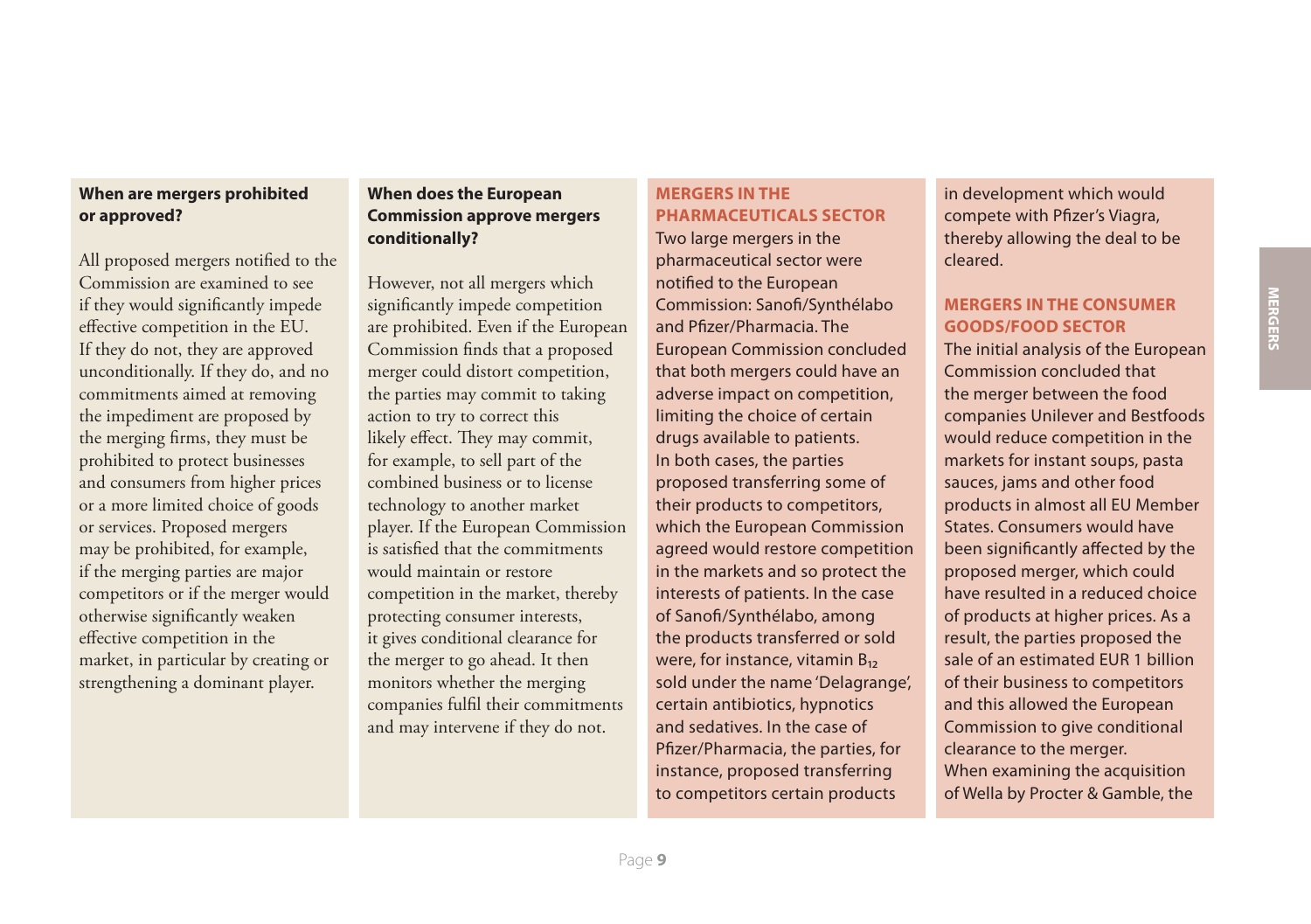### When are mergers prohibited or approved?

All proposed mergers notified to the Commission are examined to see if they would significantly impede effective competition in the EU. If they do not, they are approved unconditionally. If they do, and no commitments aimed at removing the impediment are proposed by the merging firms, they must be prohibited to protect businesses and consumers from higher prices or a more limited choice of goods or services. Proposed mergers may be prohibited, for example, if the merging parties are major competitors or if the merger would otherwise significantly weaken effective competition in the market, in particular by creating or strengthening a dominant player.

### When does the European Commission approve mergers conditionally?

However, not all mergers which significantly impede competition are prohibited. Even if the European Commission finds that a proposed merger could distort competition, the parties may commit to taking action to try to correct this likely effect. They may commit, for example, to sell part of the combined business or to license technology to another market player. If the European Commission is satisfied that the commitments would maintain or restore competition in the market, thereby protecting consumer interests, it gives conditional clearance for the merger to go ahead. It then monitors whether the merging companies fulfil their commitments and may intervene if they do not.

### MERGERS IN THE PHARMACEUTICALS SECTOR

Two large mergers in the pharmaceutical sector were notified to the European Commission: Sanofi/Synthélabo and Pfizer/Pharmacia. The European Commission concluded that both mergers could have an adverse impact on competition, limiting the choice of certain drugs available to patients. In both cases, the parties proposed transferring some of their products to competitors, which the European Commission agreed would restore competition in the markets and so protect the interests of patients. In the case of Sanofi/Synthélabo, among the products transferred or sold were, for instance, vitamin $B_{12}$ sold under the name 'Delagrange', certain antibiotics, hypnotics and sedatives. In the case of Pfizer/Pharmacia, the parties, for instance, proposed transferring to competitors certain products in development which would compete with Pfizer's Viagra, thereby allowing the deal to be cleared.

### MERGERS IN THE CONSUMER GOODS/FOOD SECTOR

The initial analysis of the European Commission concluded that the merger between the food companies Unilever and Bestfoods would reduce competition in the markets for instant soups, pasta sauces, jams and other food products in almost all EU Member States. Consumers would have been significantly affected by the proposed merger, which could have resulted in a reduced choice of products at higher prices. As a result, the parties proposed the sale of an estimated EUR 1 billion of their business to competitors and this allowed the European Commission to give conditional clearance to the merger.
When examining the acquisition of Wella by Procter & Gamble, the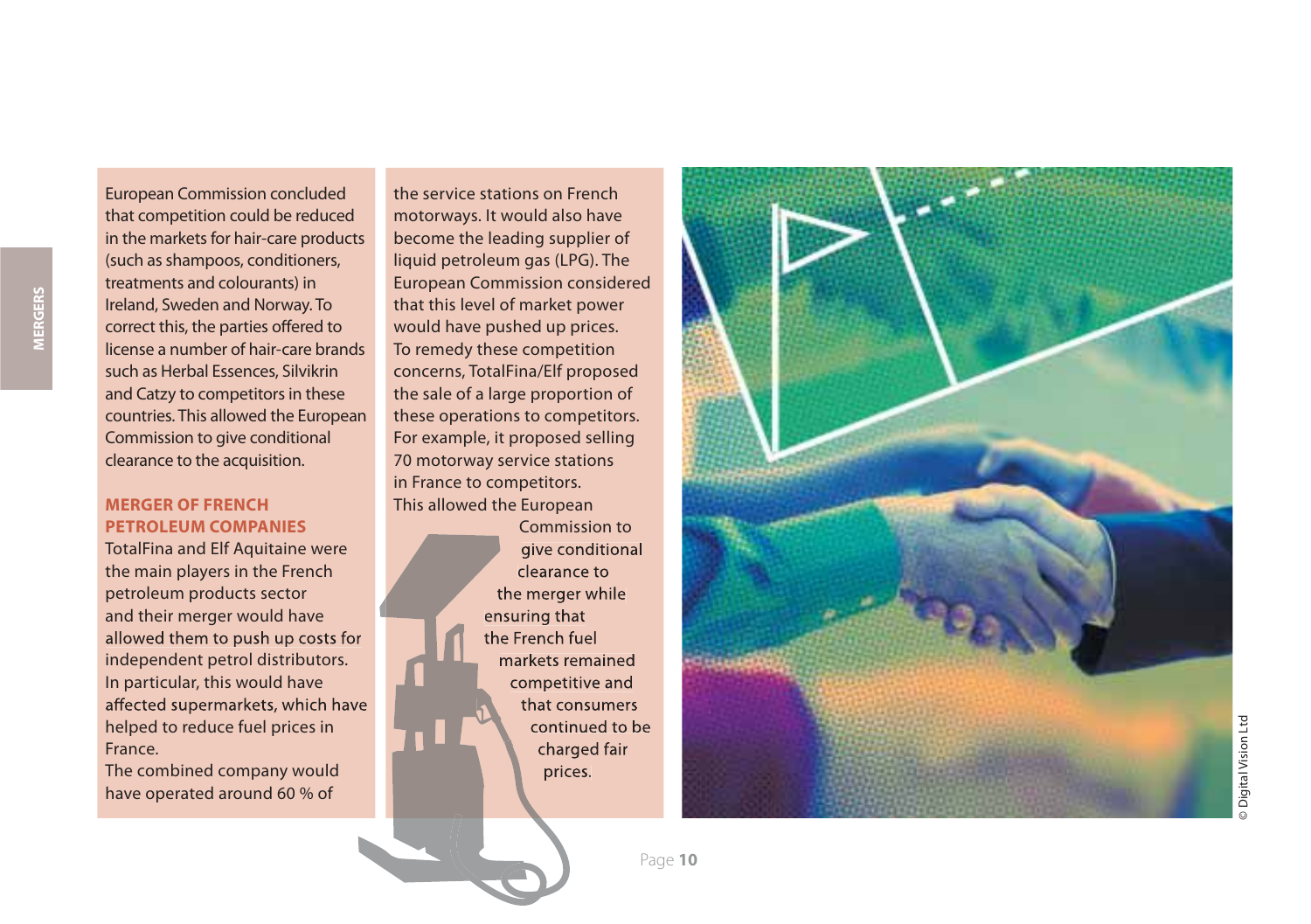European Commission concluded that competition could be reduced in the markets for hair-care products (such as shampoos, conditioners, treatments and colourants) in Ireland, Sweden and Norway. To correct this, the parties offered to license a number of hair-care brands such as Herbal Essences, Silvikrin and Catzy to competitors in these countries. This allowed the European Commission to give conditional clearance to the acquisition.

## MERGER OF FRENCH PETROLEUM COMPANIES

TotalFina and Elf Aquitaine were the main players in the French petroleum products sector and their merger would have allowed them to push up costs for independent petrol distributors. In particular, this would have affected supermarkets, which have helped to reduce fuel prices in France.

The combined company would have operated around 60 % of the service stations on French motorways. It would also have become the leading supplier of liquid petroleum gas (LPG). The European Commission considered that this level of market power would have pushed up prices.

To remedy these competition concerns, TotalFina/Elf proposed the sale of a large proportion of these operations to competitors. For example, it proposed selling 70 motorway service stations in France to competitors.

This allowed the European Commission to give conditional clearance to the merger while ensuring that the French fuel markets remained competitive and that consumers continued to be charged fair prices.

© Digital Vision Ltd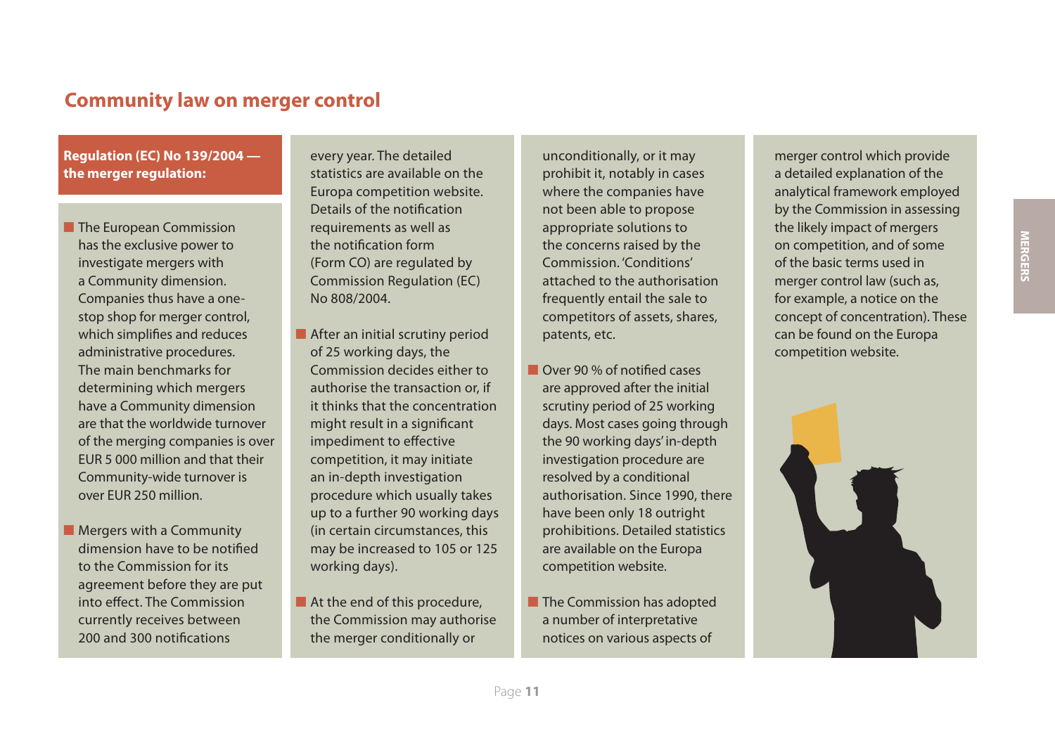## Community law on merger control

**Regulation (EC) No 139/2004 — the merger regulation:**

- The European Commission has the exclusive power to investigate mergers with a Community dimension. Companies thus have a one-stop shop for merger control, which simplifies and reduces administrative procedures. The main benchmarks for determining which mergers have a Community dimension are that the worldwide turnover of the merging companies is over EUR 5 000 million and that their Community-wide turnover is over EUR 250 million.

- Mergers with a Community dimension have to be notified to the Commission for its agreement before they are put into effect. The Commission currently receives between 200 and 300 notifications every year. The detailed statistics are available on the Europa competition website. Details of the notification requirements as well as the notification form (Form CO) are regulated by Commission Regulation (EC) No 808/2004.

- After an initial scrutiny period of 25 working days, the Commission decides either to authorise the transaction or, if it thinks that the concentration might result in a significant impediment to effective competition, it may initiate an in-depth investigation procedure which usually takes up to a further 90 working days (in certain circumstances, this may be increased to 105 or 125 working days).

- At the end of this procedure, the Commission may authorise the merger conditionally or unconditionally, or it may prohibit it, notably in cases where the companies have not been able to propose appropriate solutions to the concerns raised by the Commission. 'Conditions' attached to the authorisation frequently entail the sale to competitors of assets, shares, patents, etc.

- Over 90 % of notified cases are approved after the initial scrutiny period of 25 working days. Most cases going through the 90 working days' in-depth investigation procedure are resolved by a conditional authorisation. Since 1990, there have been only 18 outright prohibitions. Detailed statistics are available on the Europa competition website.

- The Commission has adopted a number of interpretative notices on various aspects of merger control which provide a detailed explanation of the analytical framework employed by the Commission in assessing the likely impact of mergers on competition, and of some of the basic terms used in merger control law (such as, for example, a notice on the concept of concentration). These can be found on the Europa competition website.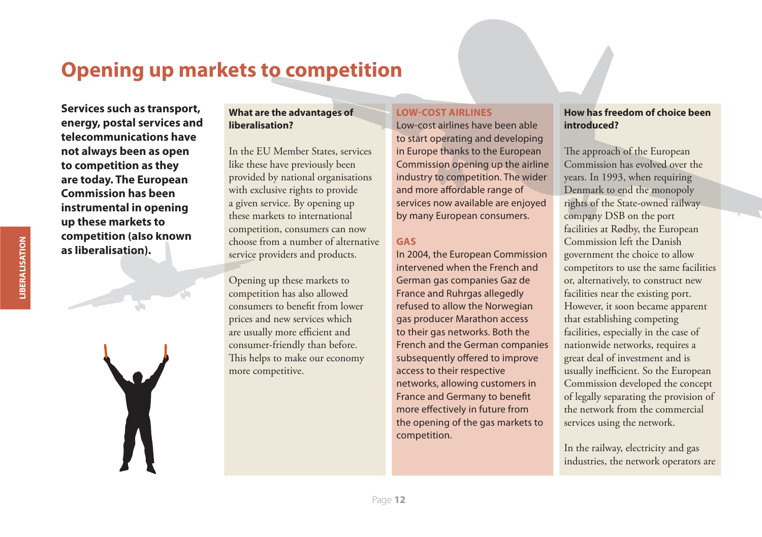# Opening up markets to competition

**Services such as transport, energy, postal services and telecommunications have not always been as open to competition as they are today. The European Commission has been instrumental in opening up these markets to competition (also known as liberalisation).**

### What are the advantages of liberalisation?

In the EU Member States, services like these have previously been provided by national organisations with exclusive rights to provide a given service. By opening up these markets to international competition, consumers can now choose from a number of alternative service providers and products.

Opening up these markets to competition has also allowed consumers to benefit from lower prices and new services which are usually more efficient and consumer-friendly than before. This helps to make our economy more competitive.

### LOW-COST AIRLINES

Low-cost airlines have been able to start operating and developing in Europe thanks to the European Commission opening up the airline industry to competition. The wider and more affordable range of services now available are enjoyed by many European consumers.

### GAS

In 2004, the European Commission intervened when the French and German gas companies Gaz de France and Ruhrgas allegedly refused to allow the Norwegian gas producer Marathon access to their gas networks. Both the French and the German companies subsequently offered to improve access to their respective networks, allowing customers in France and Germany to benefit more effectively in future from the opening of the gas markets to competition.

### How has freedom of choice been introduced?

The approach of the European Commission has evolved over the years. In 1993, when requiring Denmark to end the monopoly rights of the State-owned railway company DSB on the port facilities at Rødby, the European Commission left the Danish government the choice to allow competitors to use the same facilities or, alternatively, to construct new facilities near the existing port. However, it soon became apparent that establishing competing facilities, especially in the case of nationwide networks, requires a great deal of investment and is usually inefficient. So the European Commission developed the concept of legally separating the provision of the network from the commercial services using the network.

In the railway, electricity and gas industries, the network operators are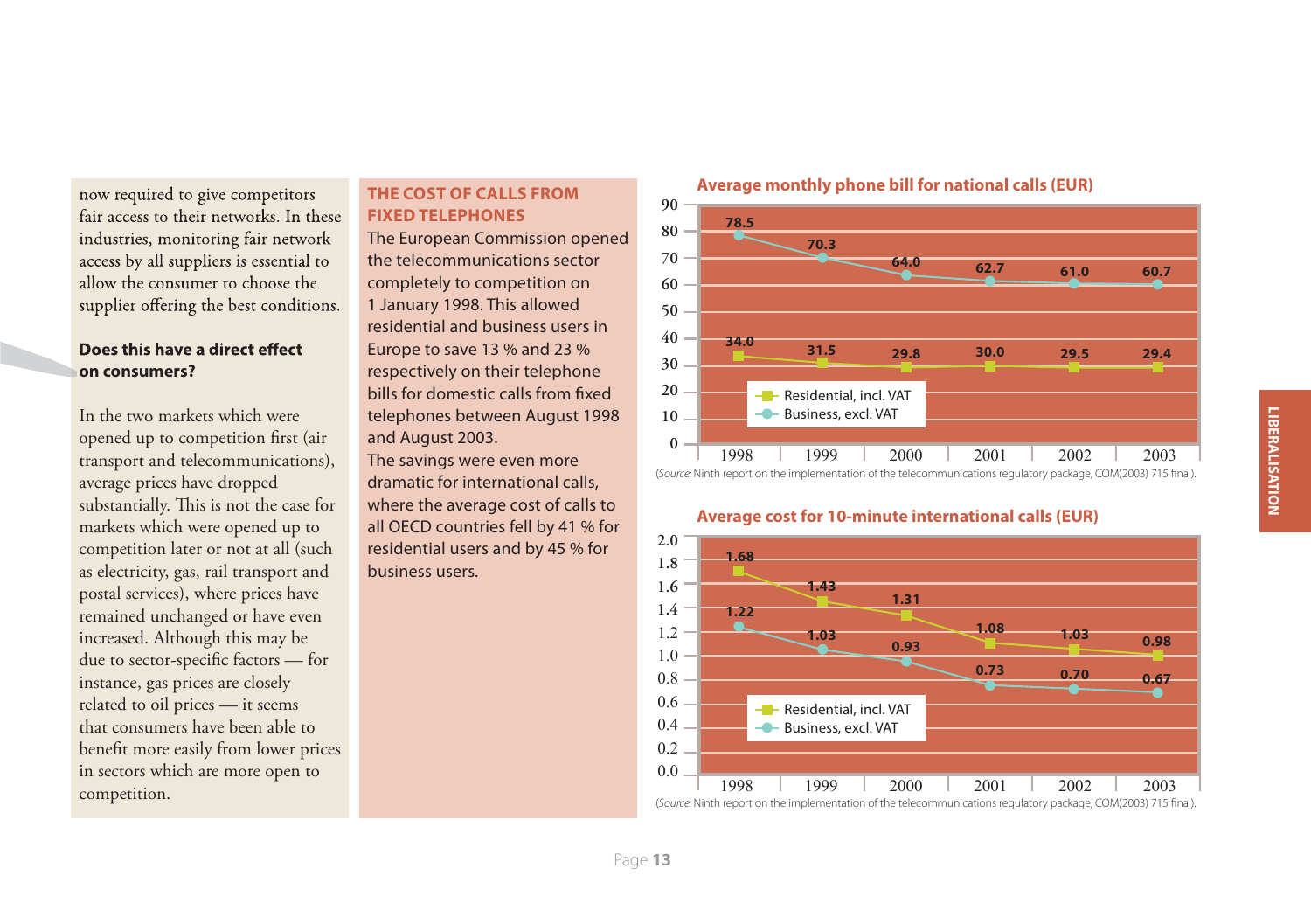now required to give competitors fair access to their networks. In these industries, monitoring fair network access by all suppliers is essential to allow the consumer to choose the supplier offering the best conditions.

**Does this have a direct effect on consumers?**

In the two markets which were opened up to competition first (air transport and telecommunications), average prices have dropped substantially. This is not the case for markets which were opened up to competition later or not at all (such as electricity, gas, rail transport and postal services), where prices have remained unchanged or have even increased. Although this may be due to sector-specific factors — for instance, gas prices are closely related to oil prices — it seems that consumers have been able to benefit more easily from lower prices in sectors which are more open to competition.

## THE COST OF CALLS FROM FIXED TELEPHONES

The European Commission opened the telecommunications sector completely to competition on 1 January 1998. This allowed residential and business users in Europe to save 13 % and 23 % respectively on their telephone bills for domestic calls from fixed telephones between August 1998 and August 2003.

The savings were even more dramatic for international calls, where the average cost of calls to all OECD countries fell by 41 % for residential users and by 45 % for business users.

**Average monthly phone bill for national calls (EUR)**

| | 1998 | 1999 | 2000 | 2001 | 2002 | 2003 |
|---|---|---|---|---|---|---|
| Residential, incl. VAT | 34.0 | 31.5 | 29.8 | 30.0 | 29.5 | 29.4 |
| Business, excl. VAT | 78.5 | 70.3 | 64.0 | 62.7 | 61.0 | 60.7 |

(*Source:* Ninth report on the implementation of the telecommunications regulatory package, COM(2003) 715 final).

**Average cost for 10-minute international calls (EUR)**

| | 1998 | 1999 | 2000 | 2001 | 2002 | 2003 |
|---|---|---|---|---|---|---|
| Residential, incl. VAT | 1.68 | 1.43 | 1.31 | 1.08 | 1.03 | 0.98 |
| Business, excl. VAT | 1.22 | 1.03 | 0.93 | 0.73 | 0.70 | 0.67 |

(*Source:* Ninth report on the implementation of the telecommunications regulatory package, COM(2003) 715 final).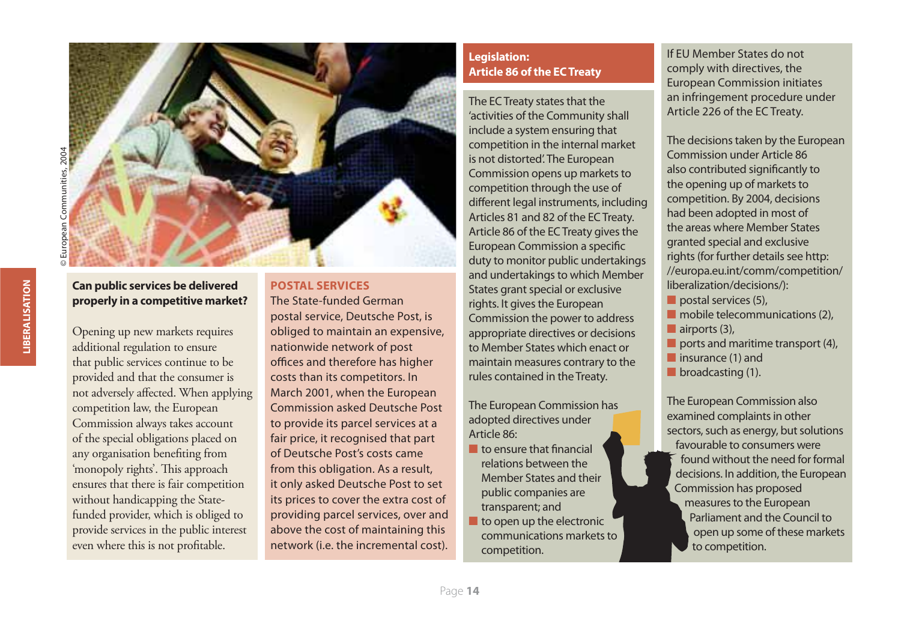© European Communities, 2004

## Can public services be delivered properly in a competitive market?

Opening up new markets requires additional regulation to ensure that public services continue to be provided and that the consumer is not adversely affected. When applying competition law, the European Commission always takes account of the special obligations placed on any organisation benefiting from 'monopoly rights'. This approach ensures that there is fair competition without handicapping the State-funded provider, which is obliged to provide services in the public interest even where this is not profitable.

### POSTAL SERVICES

The State-funded German postal service, Deutsche Post, is obliged to maintain an expensive, nationwide network of post offices and therefore has higher costs than its competitors. In March 2001, when the European Commission asked Deutsche Post to provide its parcel services at a fair price, it recognised that part of Deutsche Post's costs came from this obligation. As a result, it only asked Deutsche Post to set its prices to cover the extra cost of providing parcel services, over and above the cost of maintaining this network (i.e. the incremental cost).

### Legislation: Article 86 of the EC Treaty

The EC Treaty states that the 'activities of the Community shall include a system ensuring that competition in the internal market is not distorted'. The European Commission opens up markets to competition through the use of different legal instruments, including Articles 81 and 82 of the EC Treaty. Article 86 of the EC Treaty gives the European Commission a specific duty to monitor public undertakings and undertakings to which Member States grant special or exclusive rights. It gives the European Commission the power to address appropriate directives or decisions to Member States which enact or maintain measures contrary to the rules contained in the Treaty.

The European Commission has adopted directives under Article 86:

- to ensure that financial relations between the Member States and their public companies are transparent; and
- to open up the electronic communications markets to competition.

If EU Member States do not comply with directives, the European Commission initiates an infringement procedure under Article 226 of the EC Treaty.

The decisions taken by the European Commission under Article 86 also contributed significantly to the opening up of markets to competition. By 2004, decisions had been adopted in most of the areas where Member States granted special and exclusive rights (for further details see http://europa.eu.int/comm/competition/liberalization/decisions/):

- postal services (5),
- mobile telecommunications (2),
- airports (3),
- ports and maritime transport (4),
- insurance (1) and
- broadcasting (1).

The European Commission also examined complaints in other sectors, such as energy, but solutions favourable to consumers were found without the need for formal decisions. In addition, the European Commission has proposed measures to the European Parliament and the Council to open up some of these markets to competition.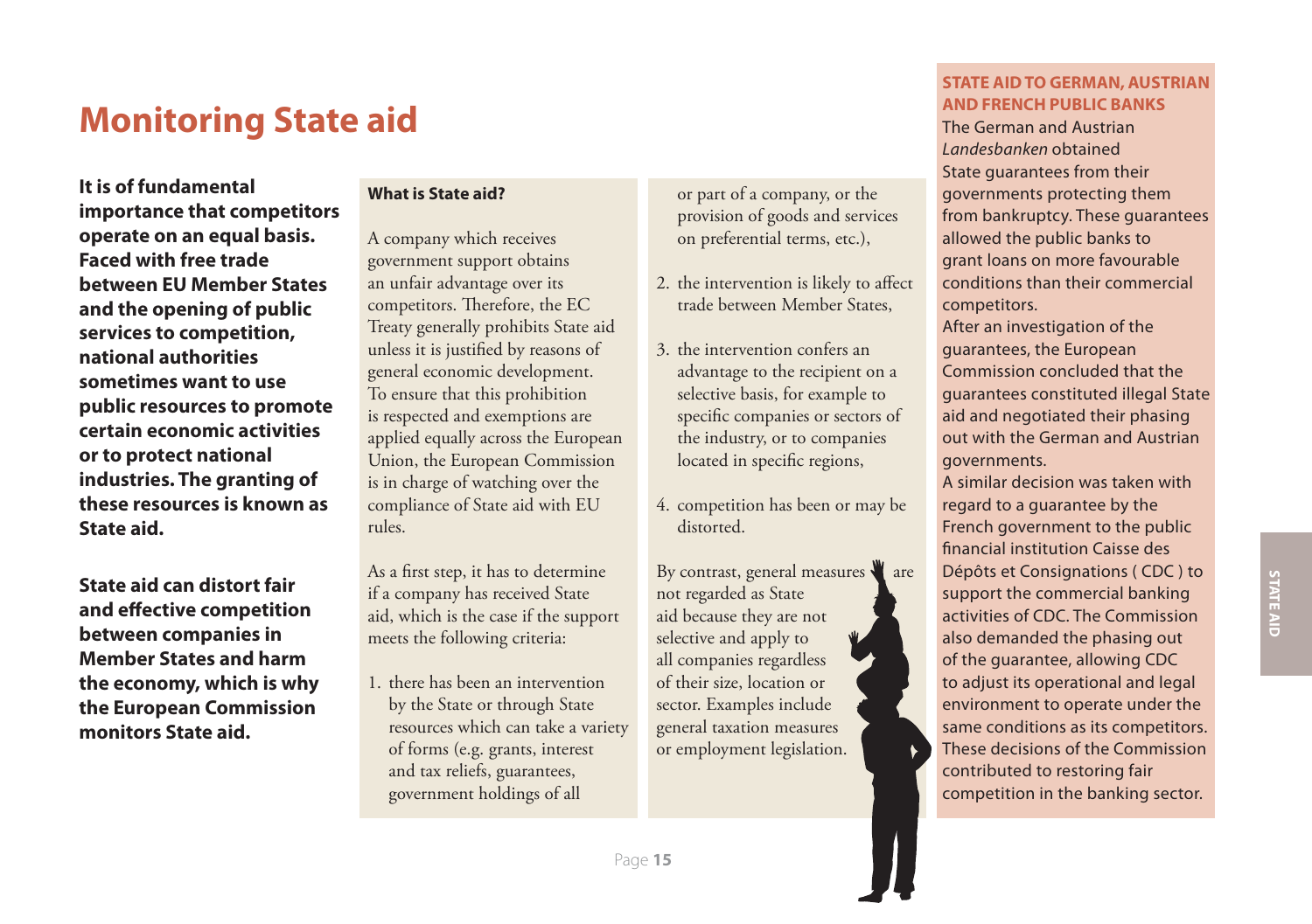# Monitoring State aid

**It is of fundamental importance that competitors operate on an equal basis. Faced with free trade between EU Member States and the opening of public services to competition, national authorities sometimes want to use public resources to promote certain economic activities or to protect national industries. The granting of these resources is known as State aid.**

**State aid can distort fair and effective competition between companies in Member States and harm the economy, which is why the European Commission monitors State aid.**

### What is State aid?

A company which receives government support obtains an unfair advantage over its competitors. Therefore, the EC Treaty generally prohibits State aid unless it is justified by reasons of general economic development. To ensure that this prohibition is respected and exemptions are applied equally across the European Union, the European Commission is in charge of watching over the compliance of State aid with EU rules.

As a first step, it has to determine if a company has received State aid, which is the case if the support meets the following criteria:

1. there has been an intervention by the State or through State resources which can take a variety of forms (e.g. grants, interest and tax reliefs, guarantees, government holdings of all or part of a company, or the provision of goods and services on preferential terms, etc.),
2. the intervention is likely to affect trade between Member States,
3. the intervention confers an advantage to the recipient on a selective basis, for example to specific companies or sectors of the industry, or to companies located in specific regions,
4. competition has been or may be distorted.

By contrast, general measures are not regarded as State aid because they are not selective and apply to all companies regardless of their size, location or sector. Examples include general taxation measures or employment legislation.

### STATE AID TO GERMAN, AUSTRIAN AND FRENCH PUBLIC BANKS

The German and Austrian *Landesbanken* obtained State guarantees from their governments protecting them from bankruptcy. These guarantees allowed the public banks to grant loans on more favourable conditions than their commercial competitors.

After an investigation of the guarantees, the European Commission concluded that the guarantees constituted illegal State aid and negotiated their phasing out with the German and Austrian governments.

A similar decision was taken with regard to a guarantee by the French government to the public financial institution Caisse des Dépôts et Consignations ( CDC ) to support the commercial banking activities of CDC. The Commission also demanded the phasing out of the guarantee, allowing CDC to adjust its operational and legal environment to operate under the same conditions as its competitors. These decisions of the Commission contributed to restoring fair competition in the banking sector.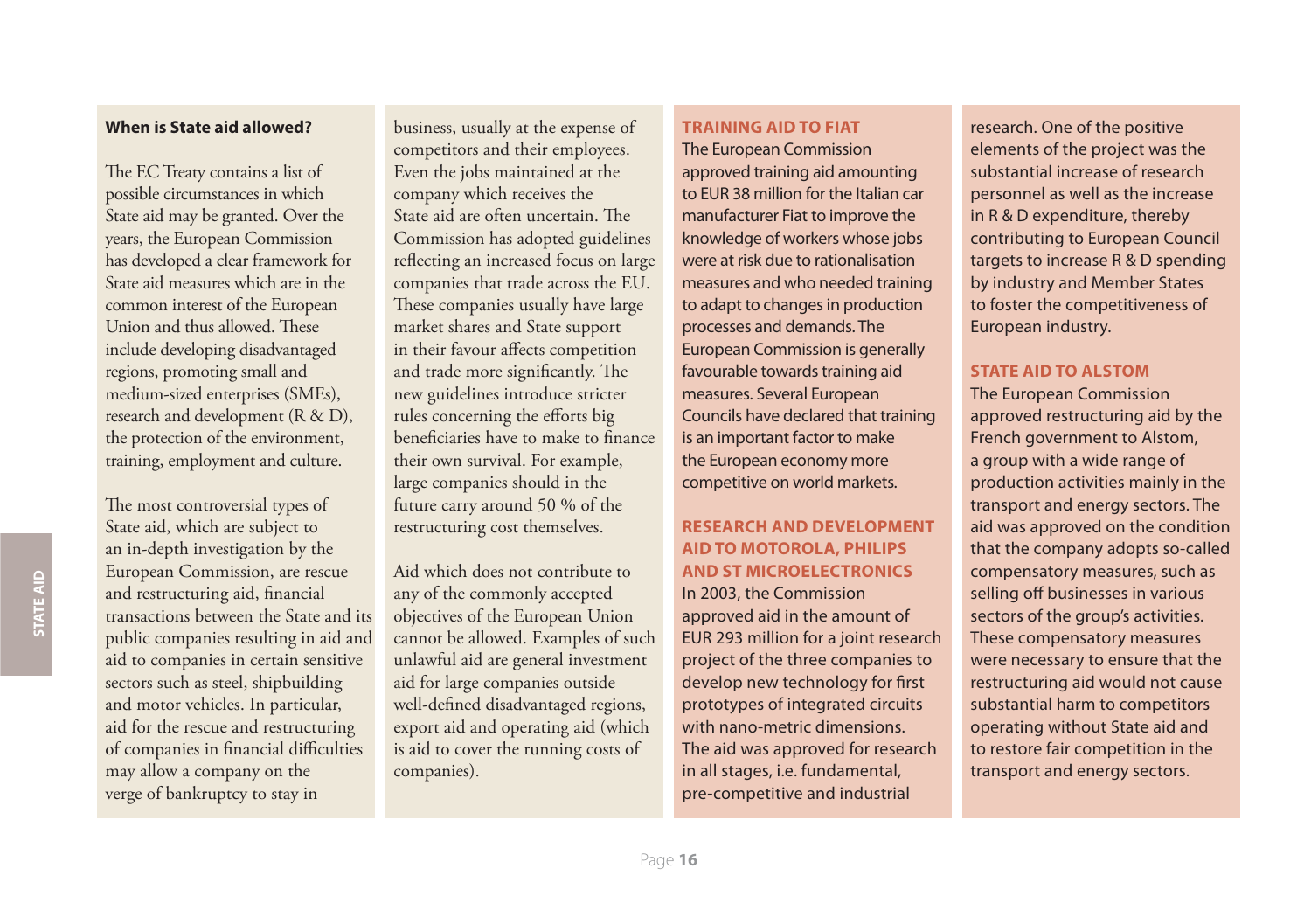### When is State aid allowed?

The EC Treaty contains a list of possible circumstances in which State aid may be granted. Over the years, the European Commission has developed a clear framework for State aid measures which are in the common interest of the European Union and thus allowed. These include developing disadvantaged regions, promoting small and medium-sized enterprises (SMEs), research and development (R & D), the protection of the environment, training, employment and culture.

The most controversial types of State aid, which are subject to an in-depth investigation by the European Commission, are rescue and restructuring aid, financial transactions between the State and its public companies resulting in aid and aid to companies in certain sensitive sectors such as steel, shipbuilding and motor vehicles. In particular, aid for the rescue and restructuring of companies in financial difficulties may allow a company on the verge of bankruptcy to stay in business, usually at the expense of competitors and their employees. Even the jobs maintained at the company which receives the State aid are often uncertain. The Commission has adopted guidelines reflecting an increased focus on large companies that trade across the EU. These companies usually have large market shares and State support in their favour affects competition and trade more significantly. The new guidelines introduce stricter rules concerning the efforts big beneficiaries have to make to finance their own survival. For example, large companies should in the future carry around 50 % of the restructuring cost themselves.

Aid which does not contribute to any of the commonly accepted objectives of the European Union cannot be allowed. Examples of such unlawful aid are general investment aid for large companies outside well-defined disadvantaged regions, export aid and operating aid (which is aid to cover the running costs of companies).

#### TRAINING AID TO FIAT

The European Commission approved training aid amounting to EUR 38 million for the Italian car manufacturer Fiat to improve the knowledge of workers whose jobs were at risk due to rationalisation measures and who needed training to adapt to changes in production processes and demands. The European Commission is generally favourable towards training aid measures. Several European Councils have declared that training is an important factor to make the European economy more competitive on world markets.

#### RESEARCH AND DEVELOPMENT AID TO MOTOROLA, PHILIPS AND ST MICROELECTRONICS

In 2003, the Commission approved aid in the amount of EUR 293 million for a joint research project of the three companies to develop new technology for first prototypes of integrated circuits with nano-metric dimensions. The aid was approved for research in all stages, i.e. fundamental, pre-competitive and industrial research. One of the positive elements of the project was the substantial increase of research personnel as well as the increase in R & D expenditure, thereby contributing to European Council targets to increase R & D spending by industry and Member States to foster the competitiveness of European industry.

#### STATE AID TO ALSTOM

The European Commission approved restructuring aid by the French government to Alstom, a group with a wide range of production activities mainly in the transport and energy sectors. The aid was approved on the condition that the company adopts so-called compensatory measures, such as selling off businesses in various sectors of the group's activities. These compensatory measures were necessary to ensure that the restructuring aid would not cause substantial harm to competitors operating without State aid and to restore fair competition in the transport and energy sectors.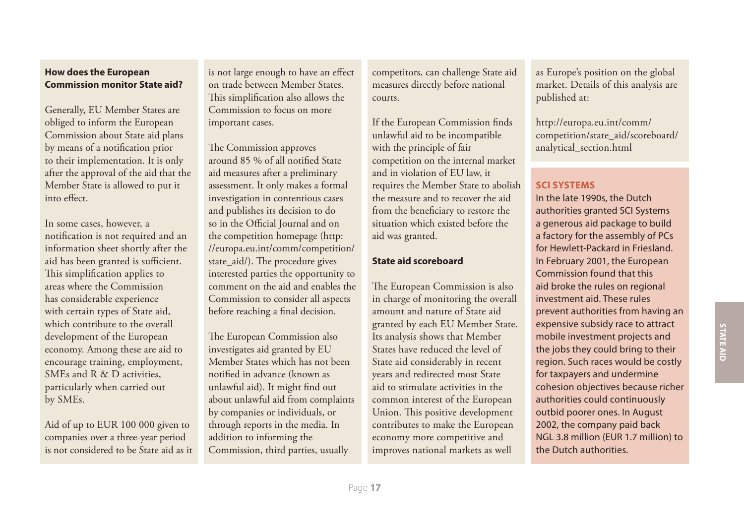### How does the European Commission monitor State aid?

Generally, EU Member States are obliged to inform the European Commission about State aid plans by means of a notification prior to their implementation. It is only after the approval of the aid that the Member State is allowed to put it into effect.

In some cases, however, a notification is not required and an information sheet shortly after the aid has been granted is sufficient. This simplification applies to areas where the Commission has considerable experience with certain types of State aid, which contribute to the overall development of the European economy. Among these are aid to encourage training, employment, SMEs and R & D activities, particularly when carried out by SMEs.

Aid of up to EUR 100 000 given to companies over a three-year period is not considered to be State aid as it is not large enough to have an effect on trade between Member States. This simplification also allows the Commission to focus on more important cases.

The Commission approves around 85 % of all notified State aid measures after a preliminary assessment. It only makes a formal investigation in contentious cases and publishes its decision to do so in the Official Journal and on the competition homepage (http://europa.eu.int/comm/competition/state_aid/). The procedure gives interested parties the opportunity to comment on the aid and enables the Commission to consider all aspects before reaching a final decision.

The European Commission also investigates aid granted by EU Member States which has not been notified in advance (known as unlawful aid). It might find out about unlawful aid from complaints by companies or individuals, or through reports in the media. In addition to informing the Commission, third parties, usually competitors, can challenge State aid measures directly before national courts.

If the European Commission finds unlawful aid to be incompatible with the principle of fair competition on the internal market and in violation of EU law, it requires the Member State to abolish the measure and to recover the aid from the beneficiary to restore the situation which existed before the aid was granted.

### State aid scoreboard

The European Commission is also in charge of monitoring the overall amount and nature of State aid granted by each EU Member State. Its analysis shows that Member States have reduced the level of State aid considerably in recent years and redirected most State aid to stimulate activities in the common interest of the European Union. This positive development contributes to make the European economy more competitive and improves national markets as well as Europe's position on the global market. Details of this analysis are published at:

http://europa.eu.int/comm/competition/state_aid/scoreboard/analytical_section.html

### SCI SYSTEMS

In the late 1990s, the Dutch authorities granted SCI Systems a generous aid package to build a factory for the assembly of PCs for Hewlett-Packard in Friesland. In February 2001, the European Commission found that this aid broke the rules on regional investment aid. These rules prevent authorities from having an expensive subsidy race to attract mobile investment projects and the jobs they could bring to their region. Such races would be costly for taxpayers and undermine cohesion objectives because richer authorities could continuously outbid poorer ones. In August 2002, the company paid back NGL 3.8 million (EUR 1.7 million) to the Dutch authorities.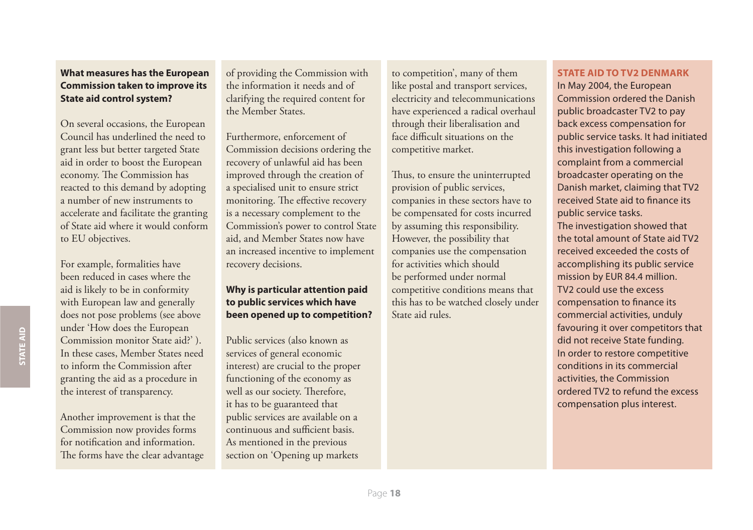### What measures has the European Commission taken to improve its State aid control system?

On several occasions, the European Council has underlined the need to grant less but better targeted State aid in order to boost the European economy. The Commission has reacted to this demand by adopting a number of new instruments to accelerate and facilitate the granting of State aid where it would conform to EU objectives.

For example, formalities have been reduced in cases where the aid is likely to be in conformity with European law and generally does not pose problems (see above under 'How does the European Commission monitor State aid?' ). In these cases, Member States need to inform the Commission after granting the aid as a procedure in the interest of transparency.

Another improvement is that the Commission now provides forms for notification and information. The forms have the clear advantage of providing the Commission with the information it needs and of clarifying the required content for the Member States.

Furthermore, enforcement of Commission decisions ordering the recovery of unlawful aid has been improved through the creation of a specialised unit to ensure strict monitoring. The effective recovery is a necessary complement to the Commission's power to control State aid, and Member States now have an increased incentive to implement recovery decisions.

### Why is particular attention paid to public services which have been opened up to competition?

Public services (also known as services of general economic interest) are crucial to the proper functioning of the economy as well as our society. Therefore, it has to be guaranteed that public services are available on a continuous and sufficient basis. As mentioned in the previous section on 'Opening up markets to competition', many of them like postal and transport services, electricity and telecommunications have experienced a radical overhaul through their liberalisation and face difficult situations on the competitive market.

Thus, to ensure the uninterrupted provision of public services, companies in these sectors have to be compensated for costs incurred by assuming this responsibility. However, the possibility that companies use the compensation for activities which should be performed under normal competitive conditions means that this has to be watched closely under State aid rules.

### STATE AID TO TV2 DENMARK

In May 2004, the European Commission ordered the Danish public broadcaster TV2 to pay back excess compensation for public service tasks. It had initiated this investigation following a complaint from a commercial broadcaster operating on the Danish market, claiming that TV2 received State aid to finance its public service tasks.
The investigation showed that the total amount of State aid TV2 received exceeded the costs of accomplishing its public service mission by EUR 84.4 million.
TV2 could use the excess compensation to finance its commercial activities, unduly favouring it over competitors that did not receive State funding.
In order to restore competitive conditions in its commercial activities, the Commission ordered TV2 to refund the excess compensation plus interest.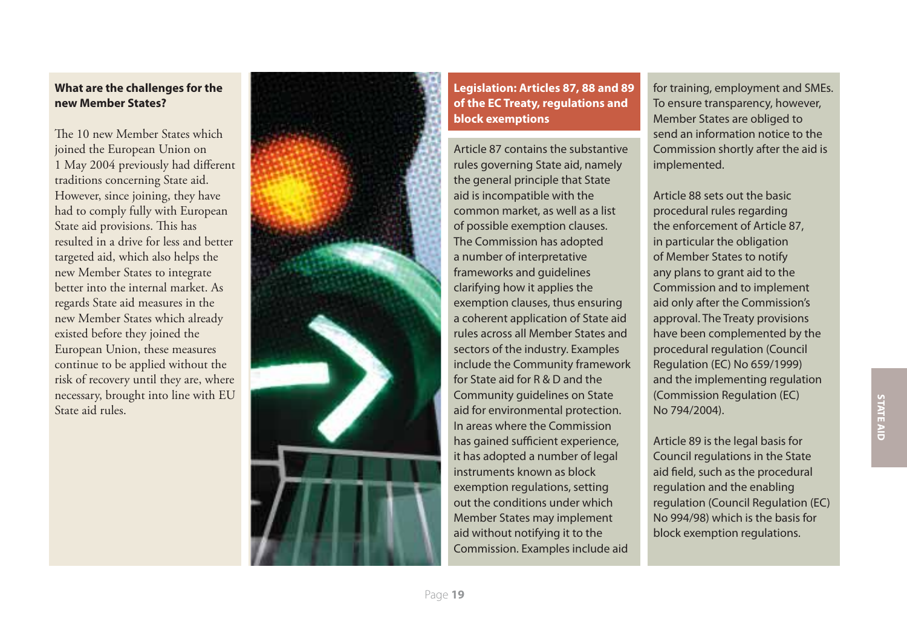### What are the challenges for the new Member States?

The 10 new Member States which joined the European Union on 1 May 2004 previously had different traditions concerning State aid. However, since joining, they have had to comply fully with European State aid provisions. This has resulted in a drive for less and better targeted aid, which also helps the new Member States to integrate better into the internal market. As regards State aid measures in the new Member States which already existed before they joined the European Union, these measures continue to be applied without the risk of recovery until they are, where necessary, brought into line with EU State aid rules.

### Legislation: Articles 87, 88 and 89 of the EC Treaty, regulations and block exemptions

Article 87 contains the substantive rules governing State aid, namely the general principle that State aid is incompatible with the common market, as well as a list of possible exemption clauses. The Commission has adopted a number of interpretative frameworks and guidelines clarifying how it applies the exemption clauses, thus ensuring a coherent application of State aid rules across all Member States and sectors of the industry. Examples include the Community framework for State aid for R & D and the Community guidelines on State aid for environmental protection. In areas where the Commission has gained sufficient experience, it has adopted a number of legal instruments known as block exemption regulations, setting out the conditions under which Member States may implement aid without notifying it to the Commission. Examples include aid for training, employment and SMEs. To ensure transparency, however, Member States are obliged to send an information notice to the Commission shortly after the aid is implemented.

Article 88 sets out the basic procedural rules regarding the enforcement of Article 87, in particular the obligation of Member States to notify any plans to grant aid to the Commission and to implement aid only after the Commission's approval. The Treaty provisions have been complemented by the procedural regulation (Council Regulation (EC) No 659/1999) and the implementing regulation (Commission Regulation (EC) No 794/2004).

Article 89 is the legal basis for Council regulations in the State aid field, such as the procedural regulation and the enabling regulation (Council Regulation (EC) No 994/98) which is the basis for block exemption regulations.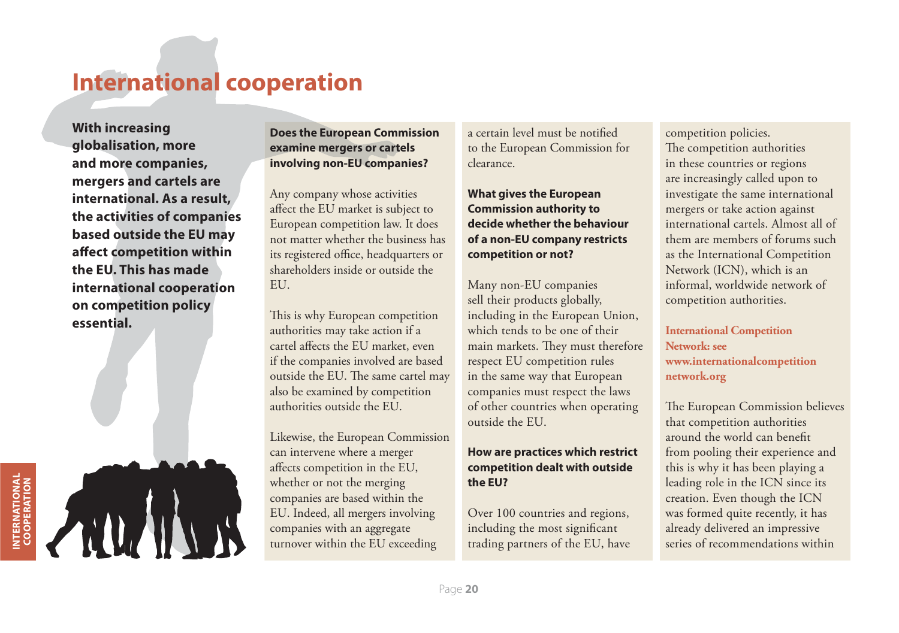# International cooperation

**With increasing globalisation, more and more companies, mergers and cartels are international. As a result, the activities of companies based outside the EU may affect competition within the EU. This has made international cooperation on competition policy essential.**

**Does the European Commission examine mergers or cartels involving non-EU companies?**

Any company whose activities affect the EU market is subject to European competition law. It does not matter whether the business has its registered office, headquarters or shareholders inside or outside the EU.

This is why European competition authorities may take action if a cartel affects the EU market, even if the companies involved are based outside the EU. The same cartel may also be examined by competition authorities outside the EU.

Likewise, the European Commission can intervene where a merger affects competition in the EU, whether or not the merging companies are based within the EU. Indeed, all mergers involving companies with an aggregate turnover within the EU exceeding a certain level must be notified to the European Commission for clearance.

**What gives the European Commission authority to decide whether the behaviour of a non-EU company restricts competition or not?**

Many non-EU companies sell their products globally, including in the European Union, which tends to be one of their main markets. They must therefore respect EU competition rules in the same way that European companies must respect the laws of other countries when operating outside the EU.

**How are practices which restrict competition dealt with outside the EU?**

Over 100 countries and regions, including the most significant trading partners of the EU, have competition policies. The competition authorities in these countries or regions are increasingly called upon to investigate the same international mergers or take action against international cartels. Almost all of them are members of forums such as the International Competition Network (ICN), which is an informal, worldwide network of competition authorities.

**International Competition Network: see www.internationalcompetitionnetwork.org**

The European Commission believes that competition authorities around the world can benefit from pooling their experience and this is why it has been playing a leading role in the ICN since its creation. Even though the ICN was formed quite recently, it has already delivered an impressive series of recommendations within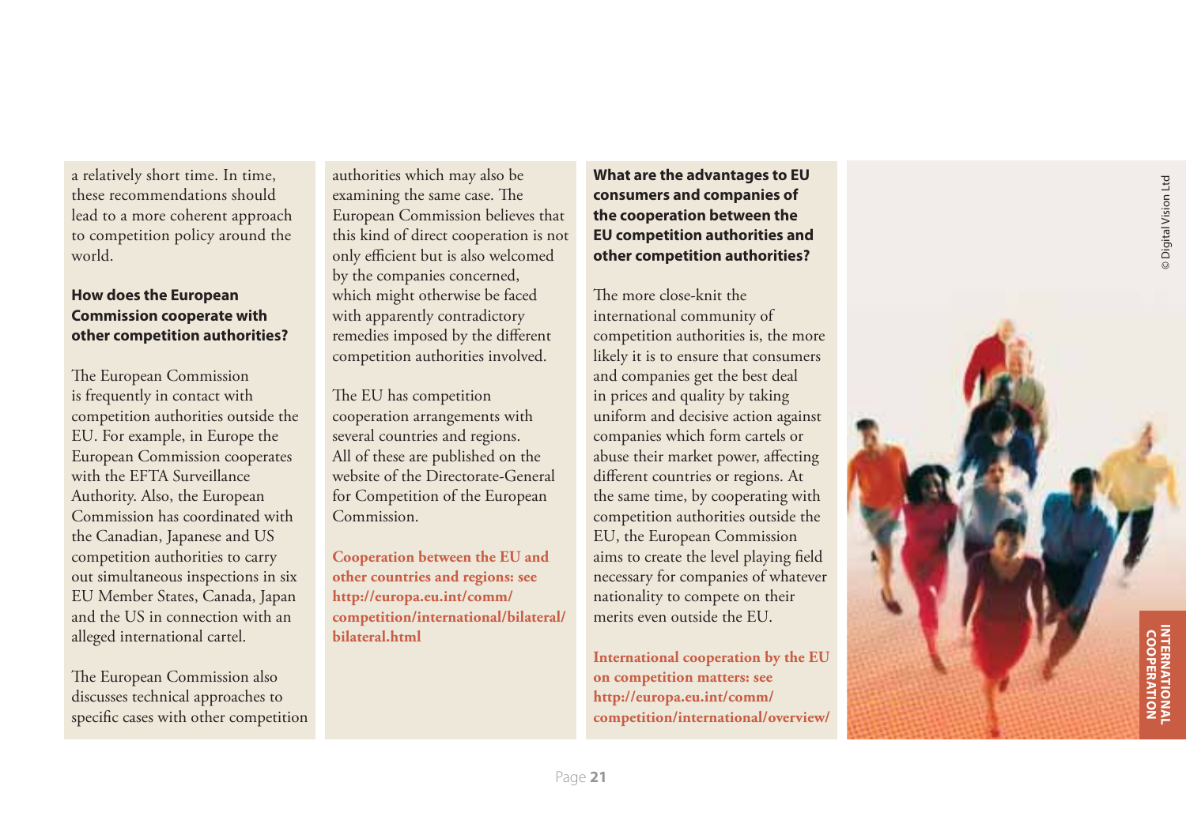a relatively short time. In time, these recommendations should lead to a more coherent approach to competition policy around the world.

### How does the European Commission cooperate with other competition authorities?

The European Commission is frequently in contact with competition authorities outside the EU. For example, in Europe the European Commission cooperates with the EFTA Surveillance Authority. Also, the European Commission has coordinated with the Canadian, Japanese and US competition authorities to carry out simultaneous inspections in six EU Member States, Canada, Japan and the US in connection with an alleged international cartel.

The European Commission also discusses technical approaches to specific cases with other competition authorities which may also be examining the same case. The European Commission believes that this kind of direct cooperation is not only efficient but is also welcomed by the companies concerned, which might otherwise be faced with apparently contradictory remedies imposed by the different competition authorities involved.

The EU has competition cooperation arrangements with several countries and regions. All of these are published on the website of the Directorate-General for Competition of the European Commission.

**Cooperation between the EU and other countries and regions: see http://europa.eu.int/comm/competition/international/bilateral/bilateral.html**

### What are the advantages to EU consumers and companies of the cooperation between the EU competition authorities and other competition authorities?

The more close-knit the international community of competition authorities is, the more likely it is to ensure that consumers and companies get the best deal in prices and quality by taking uniform and decisive action against companies which form cartels or abuse their market power, affecting different countries or regions. At the same time, by cooperating with competition authorities outside the EU, the European Commission aims to create the level playing field necessary for companies of whatever nationality to compete on their merits even outside the EU.

**International cooperation by the EU on competition matters: see http://europa.eu.int/comm/competition/international/overview/**

© Digital Vision Ltd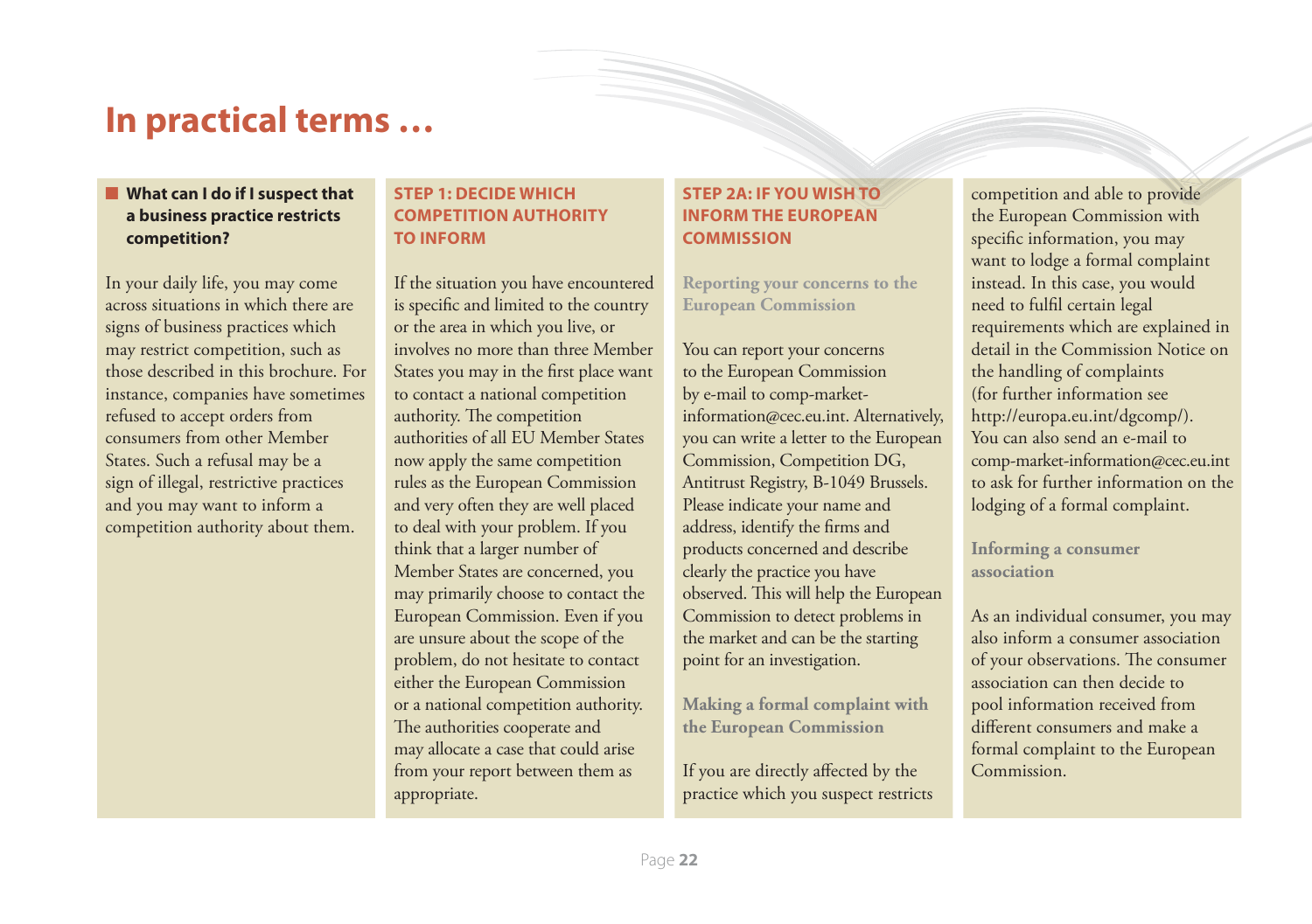# In practical terms …

## What can I do if I suspect that a business practice restricts competition?

In your daily life, you may come across situations in which there are signs of business practices which may restrict competition, such as those described in this brochure. For instance, companies have sometimes refused to accept orders from consumers from other Member States. Such a refusal may be a sign of illegal, restrictive practices and you may want to inform a competition authority about them.

## STEP 1: DECIDE WHICH COMPETITION AUTHORITY TO INFORM

If the situation you have encountered is specific and limited to the country or the area in which you live, or involves no more than three Member States you may in the first place want to contact a national competition authority. The competition authorities of all EU Member States now apply the same competition rules as the European Commission and very often they are well placed to deal with your problem. If you think that a larger number of Member States are concerned, you may primarily choose to contact the European Commission. Even if you are unsure about the scope of the problem, do not hesitate to contact either the European Commission or a national competition authority. The authorities cooperate and may allocate a case that could arise from your report between them as appropriate.

## STEP 2A: IF YOU WISH TO INFORM THE EUROPEAN COMMISSION

### Reporting your concerns to the European Commission

You can report your concerns to the European Commission by e-mail to comp-market-information@cec.eu.int. Alternatively, you can write a letter to the European Commission, Competition DG, Antitrust Registry, B-1049 Brussels. Please indicate your name and address, identify the firms and products concerned and describe clearly the practice you have observed. This will help the European Commission to detect problems in the market and can be the starting point for an investigation.

### Making a formal complaint with the European Commission

If you are directly affected by the practice which you suspect restricts competition and able to provide the European Commission with specific information, you may want to lodge a formal complaint instead. In this case, you would need to fulfil certain legal requirements which are explained in detail in the Commission Notice on the handling of complaints (for further information see http://europa.eu.int/dgcomp/). You can also send an e-mail to comp-market-information@cec.eu.int to ask for further information on the lodging of a formal complaint.

### Informing a consumer association

As an individual consumer, you may also inform a consumer association of your observations. The consumer association can then decide to pool information received from different consumers and make a formal complaint to the European Commission.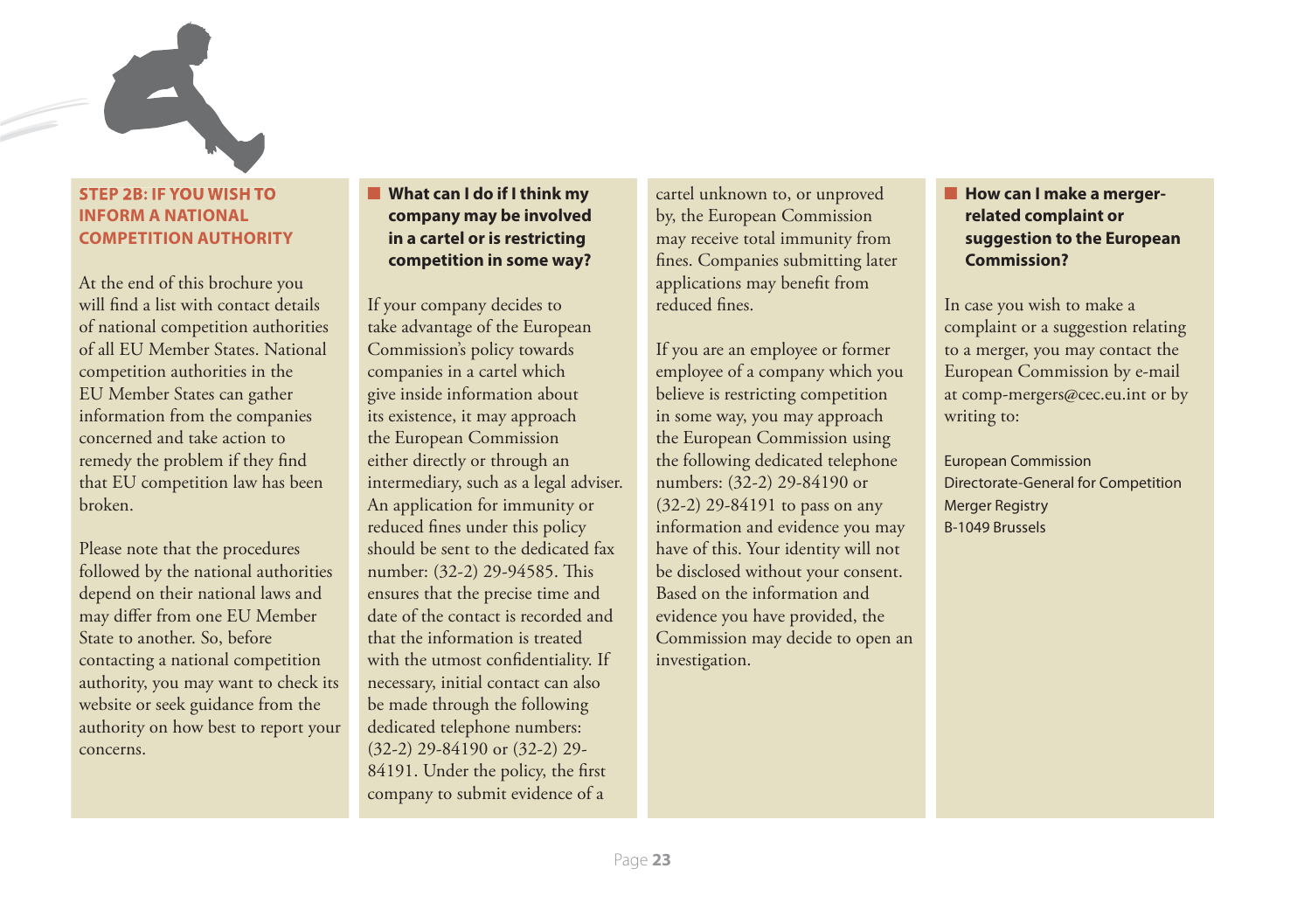## STEP 2B: IF YOU WISH TO INFORM A NATIONAL COMPETITION AUTHORITY

At the end of this brochure you will find a list with contact details of national competition authorities of all EU Member States. National competition authorities in the EU Member States can gather information from the companies concerned and take action to remedy the problem if they find that EU competition law has been broken.

Please note that the procedures followed by the national authorities depend on their national laws and may differ from one EU Member State to another. So, before contacting a national competition authority, you may want to check its website or seek guidance from the authority on how best to report your concerns.

### What can I do if I think my company may be involved in a cartel or is restricting competition in some way?

If your company decides to take advantage of the European Commission's policy towards companies in a cartel which give inside information about its existence, it may approach the European Commission either directly or through an intermediary, such as a legal adviser. An application for immunity or reduced fines under this policy should be sent to the dedicated fax number: (32-2) 29-94585. This ensures that the precise time and date of the contact is recorded and that the information is treated with the utmost confidentiality. If necessary, initial contact can also be made through the following dedicated telephone numbers: (32-2) 29-84190 or (32-2) 29-84191. Under the policy, the first company to submit evidence of a cartel unknown to, or unproved by, the European Commission may receive total immunity from fines. Companies submitting later applications may benefit from reduced fines.

If you are an employee or former employee of a company which you believe is restricting competition in some way, you may approach the European Commission using the following dedicated telephone numbers: (32-2) 29-84190 or (32-2) 29-84191 to pass on any information and evidence you may have of this. Your identity will not be disclosed without your consent. Based on the information and evidence you have provided, the Commission may decide to open an investigation.

### How can I make a merger-related complaint or suggestion to the European Commission?

In case you wish to make a complaint or a suggestion relating to a merger, you may contact the European Commission by e-mail at comp-mergers@cec.eu.int or by writing to:

European Commission
Directorate-General for Competition
Merger Registry
B-1049 Brussels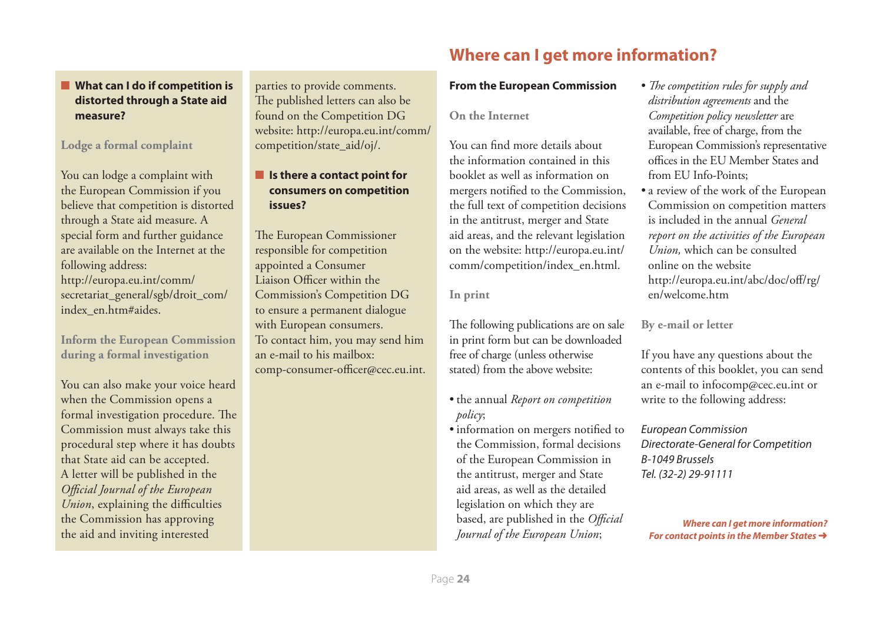### What can I do if competition is distorted through a State aid measure?

#### Lodge a formal complaint

You can lodge a complaint with the European Commission if you believe that competition is distorted through a State aid measure. A special form and further guidance are available on the Internet at the following address: http://europa.eu.int/comm/secretariat_general/sgb/droit_com/index_en.htm#aides.

#### Inform the European Commission during a formal investigation

You can also make your voice heard when the Commission opens a formal investigation procedure. The Commission must always take this procedural step where it has doubts that State aid can be accepted. A letter will be published in the *Official Journal of the European Union*, explaining the difficulties the Commission has approving the aid and inviting interested parties to provide comments. The published letters can also be found on the Competition DG website: http://europa.eu.int/comm/competition/state_aid/oj/.

### Is there a contact point for consumers on competition issues?

The European Commissioner responsible for competition appointed a Consumer Liaison Officer within the Commission's Competition DG to ensure a permanent dialogue with European consumers. To contact him, you may send him an e-mail to his mailbox: comp-consumer-officer@cec.eu.int.

## Where can I get more information?

### From the European Commission

#### On the Internet

You can find more details about the information contained in this booklet as well as information on mergers notified to the Commission, the full text of competition decisions in the antitrust, merger and State aid areas, and the relevant legislation on the website: http://europa.eu.int/comm/competition/index_en.html.

#### In print

The following publications are on sale in print form but can be downloaded free of charge (unless otherwise stated) from the above website:

- the annual *Report on competition policy*;
- information on mergers notified to the Commission, formal decisions of the European Commission in the antitrust, merger and State aid areas, as well as the detailed legislation on which they are based, are published in the *Official Journal of the European Union*;
- *The competition rules for supply and distribution agreements* and the *Competition policy newsletter* are available, free of charge, from the European Commission's representative offices in the EU Member States and from EU Info-Points;
- a review of the work of the European Commission on competition matters is included in the annual *General report on the activities of the European Union*, which can be consulted online on the website http://europa.eu.int/abc/doc/off/rg/en/welcome.htm

#### By e-mail or letter

If you have any questions about the contents of this booklet, you can send an e-mail to infocomp@cec.eu.int or write to the following address:

*European Commission*
*Directorate-General for Competition*
*B-1049 Brussels*
*Tel. (32-2) 29-91111*

***Where can I get more information?***
***For contact points in the Member States ➜***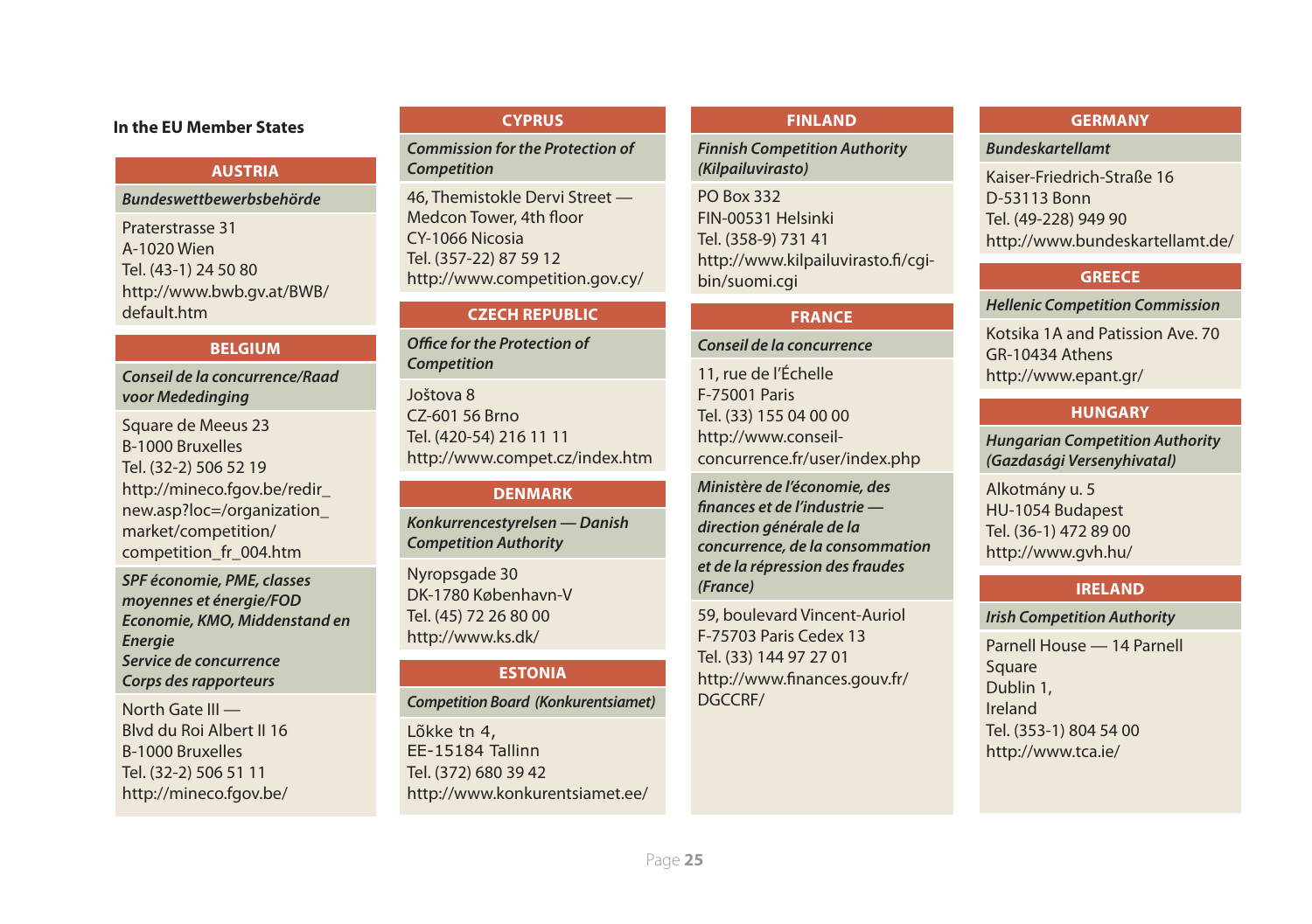## In the EU Member States

### AUSTRIA

***Bundeswettbewerbsbehörde***

Praterstrasse 31
A-1020 Wien
Tel. (43-1) 24 50 80
http://www.bwb.gv.at/BWB/default.htm

### BELGIUM

***Conseil de la concurrence/Raad voor Mededinging***

Square de Meeus 23
B-1000 Bruxelles
Tel. (32-2) 506 52 19
http://mineco.fgov.be/redir_new.asp?loc=/organization_market/competition/competition_fr_004.htm

***SPF économie, PME, classes moyennes et énergie/FOD Economie, KMO, Middenstand en Energie***
***Service de concurrence***
***Corps des rapporteurs***

North Gate III —
Blvd du Roi Albert II 16
B-1000 Bruxelles
Tel. (32-2) 506 51 11
http://mineco.fgov.be/

### CYPRUS

***Commission for the Protection of Competition***

46, Themistokle Dervi Street —
Medcon Tower, 4th floor
CY-1066 Nicosia
Tel. (357-22) 87 59 12
http://www.competition.gov.cy/

### CZECH REPUBLIC

***Office for the Protection of Competition***

Joštova 8
CZ-601 56 Brno
Tel. (420-54) 216 11 11
http://www.compet.cz/index.htm

### DENMARK

***Konkurrencestyrelsen — Danish Competition Authority***

Nyropsgade 30
DK-1780 København-V
Tel. (45) 72 26 80 00
http://www.ks.dk/

### ESTONIA

***Competition Board (Konkurentsiamet)***

Lõkke tn 4,
EE-15184 Tallinn
Tel. (372) 680 39 42
http://www.konkurentsiamet.ee/

### FINLAND

***Finnish Competition Authority (Kilpailuvirasto)***

PO Box 332
FIN-00531 Helsinki
Tel. (358-9) 731 41
http://www.kilpailuvirasto.fi/cgi-bin/suomi.cgi

### FRANCE

***Conseil de la concurrence***

11, rue de l'Échelle
F-75001 Paris
Tel. (33) 155 04 00 00
http://www.conseil-concurrence.fr/user/index.php

***Ministère de l'économie, des finances et de l'industrie — direction générale de la concurrence, de la consommation et de la répression des fraudes (France)***

59, boulevard Vincent-Auriol
F-75703 Paris Cedex 13
Tel. (33) 144 97 27 01
http://www.finances.gouv.fr/DGCCRF/

### GERMANY

***Bundeskartellamt***

Kaiser-Friedrich-Straße 16
D-53113 Bonn
Tel. (49-228) 949 90
http://www.bundeskartellamt.de/

### GREECE

***Hellenic Competition Commission***

Kotsika 1A and Patission Ave. 70
GR-10434 Athens
http://www.epant.gr/

### HUNGARY

***Hungarian Competition Authority (Gazdasági Versenyhivatal)***

Alkotmány u. 5
HU-1054 Budapest
Tel. (36-1) 472 89 00
http://www.gvh.hu/

### IRELAND

***Irish Competition Authority***

Parnell House — 14 Parnell Square
Dublin 1,
Ireland
Tel. (353-1) 804 54 00
http://www.tca.ie/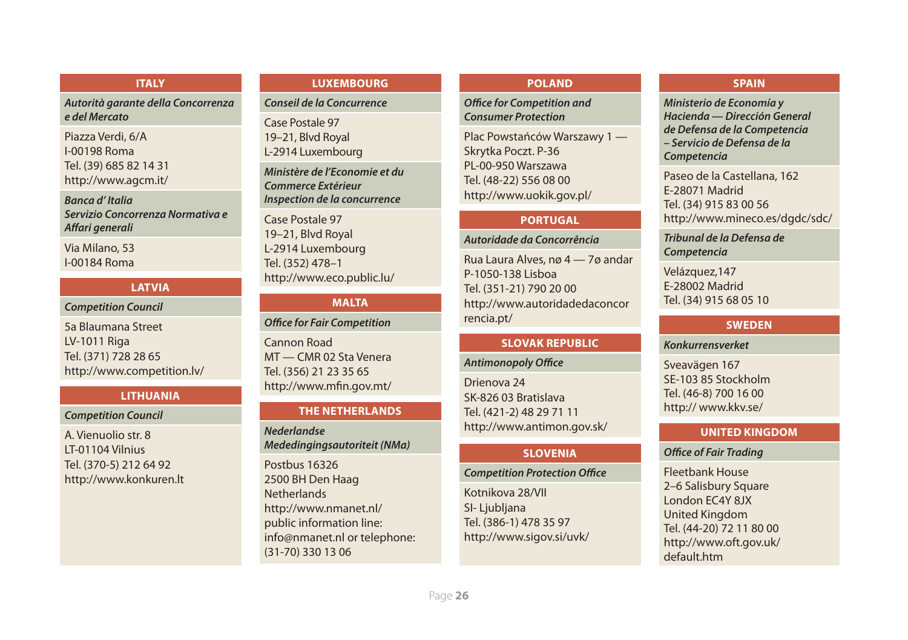## ITALY

***Autorità garante della Concorrenza e del Mercato***

Piazza Verdi, 6/A
I-00198 Roma
Tel. (39) 685 82 14 31
http://www.agcm.it/

***Banca d' Italia***
***Servizio Concorrenza Normativa e Affari generali***

Via Milano, 53
I-00184 Roma

## LATVIA

***Competition Council***

5a Blaumana Street
LV-1011 Riga
Tel. (371) 728 28 65
http://www.competition.lv/

## LITHUANIA

***Competition Council***

A. Vienuolio str. 8
LT-01104 Vilnius
Tel. (370-5) 212 64 92
http://www.konkuren.lt

## LUXEMBOURG

***Conseil de la Concurrence***

Case Postale 97
19–21, Blvd Royal
L-2914 Luxembourg

***Ministère de l'Economie et du Commerce Extérieur***
***Inspection de la concurrence***

Case Postale 97
19–21, Blvd Royal
L-2914 Luxembourg
Tel. (352) 478–1
http://www.eco.public.lu/

## MALTA

***Office for Fair Competition***

Cannon Road
MT — CMR 02 Sta Venera
Tel. (356) 21 23 35 65
http://www.mfin.gov.mt/

## THE NETHERLANDS

***Nederlandse Mededingingsautoriteit (NMa)***

Postbus 16326
2500 BH Den Haag
Netherlands
http://www.nmanet.nl/
public information line:
info@nmanet.nl or telephone:
(31-70) 330 13 06

## POLAND

***Office for Competition and Consumer Protection***

Plac Powstańców Warszawy 1 —
Skrytka Poczt. P-36
PL-00-950 Warszawa
Tel. (48-22) 556 08 00
http://www.uokik.gov.pl/

## PORTUGAL

***Autoridade da Concorrência***

Rua Laura Alves, nø 4 — 7ø andar
P-1050-138 Lisboa
Tel. (351-21) 790 20 00
http://www.autoridadedaconcorrencia.pt/

## SLOVAK REPUBLIC

***Antimonopoly Office***

Drienova 24
SK-826 03 Bratislava
Tel. (421-2) 48 29 71 11
http://www.antimon.gov.sk/

## SLOVENIA

***Competition Protection Office***

Kotnikova 28/VII
SI- Ljubljana
Tel. (386-1) 478 35 97
http://www.sigov.si/uvk/

## SPAIN

***Ministerio de Economía y Hacienda — Dirección General de Defensa de la Competencia – Servicio de Defensa de la Competencia***

Paseo de la Castellana, 162
E-28071 Madrid
Tel. (34) 915 83 00 56
http://www.mineco.es/dgdc/sdc/

***Tribunal de la Defensa de Competencia***

Velázquez,147
E-28002 Madrid
Tel. (34) 915 68 05 10

## SWEDEN

***Konkurrensverket***

Sveavägen 167
SE-103 85 Stockholm
Tel. (46-8) 700 16 00
http:// www.kkv.se/

## UNITED KINGDOM

***Office of Fair Trading***

Fleetbank House
2–6 Salisbury Square
London EC4Y 8JX
United Kingdom
Tel. (44-20) 72 11 80 00
http://www.oft.gov.uk/default.htm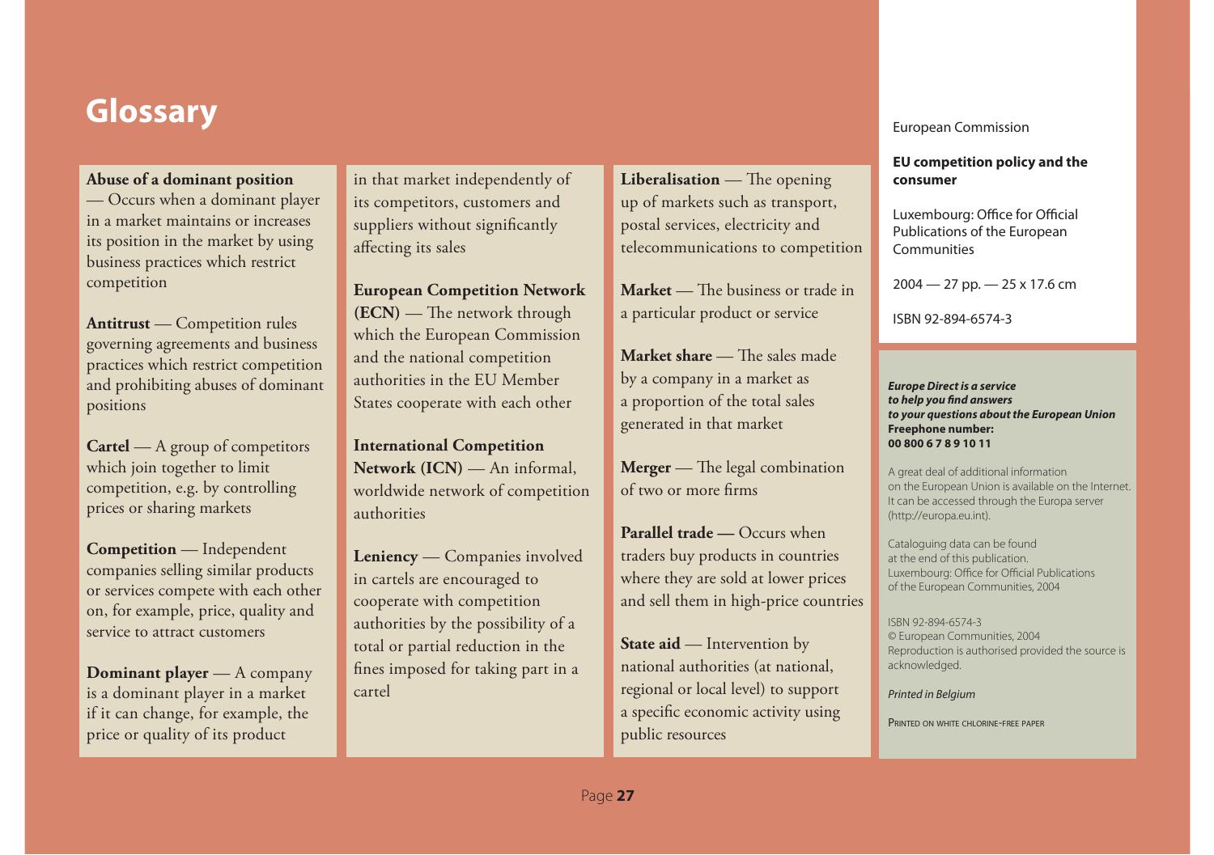# Glossary

**Abuse of a dominant position** — Occurs when a dominant player in a market maintains or increases its position in the market by using business practices which restrict competition

**Antitrust** — Competition rules governing agreements and business practices which restrict competition and prohibiting abuses of dominant positions

**Cartel** — A group of competitors which join together to limit competition, e.g. by controlling prices or sharing markets

**Competition** — Independent companies selling similar products or services compete with each other on, for example, price, quality and service to attract customers

**Dominant player** — A company is a dominant player in a market if it can change, for example, the price or quality of its product in that market independently of its competitors, customers and suppliers without significantly affecting its sales

**European Competition Network (ECN)** — The network through which the European Commission and the national competition authorities in the EU Member States cooperate with each other

**International Competition Network (ICN)** — An informal, worldwide network of competition authorities

**Leniency** — Companies involved in cartels are encouraged to cooperate with competition authorities by the possibility of a total or partial reduction in the fines imposed for taking part in a cartel

**Liberalisation** — The opening up of markets such as transport, postal services, electricity and telecommunications to competition

**Market** — The business or trade in a particular product or service

**Market share** — The sales made by a company in a market as a proportion of the total sales generated in that market

**Merger** — The legal combination of two or more firms

**Parallel trade —** Occurs when traders buy products in countries where they are sold at lower prices and sell them in high-price countries

**State aid** — Intervention by national authorities (at national, regional or local level) to support a specific economic activity using public resources

European Commission

**EU competition policy and the consumer**

Luxembourg: Office for Official Publications of the European Communities

2004 — 27 pp. — 25 x 17.6 cm

ISBN 92-894-6574-3

***Europe Direct is a service to help you find answers to your questions about the European Union***
**Freephone number:**
**00 800 6 7 8 9 10 11**

A great deal of additional information on the European Union is available on the Internet. It can be accessed through the Europa server (http://europa.eu.int).

Cataloguing data can be found at the end of this publication.
Luxembourg: Office for Official Publications of the European Communities, 2004

ISBN 92-894-6574-3
© European Communities, 2004
Reproduction is authorised provided the source is acknowledged.

*Printed in Belgium*

PRINTED ON WHITE CHLORINE-FREE PAPER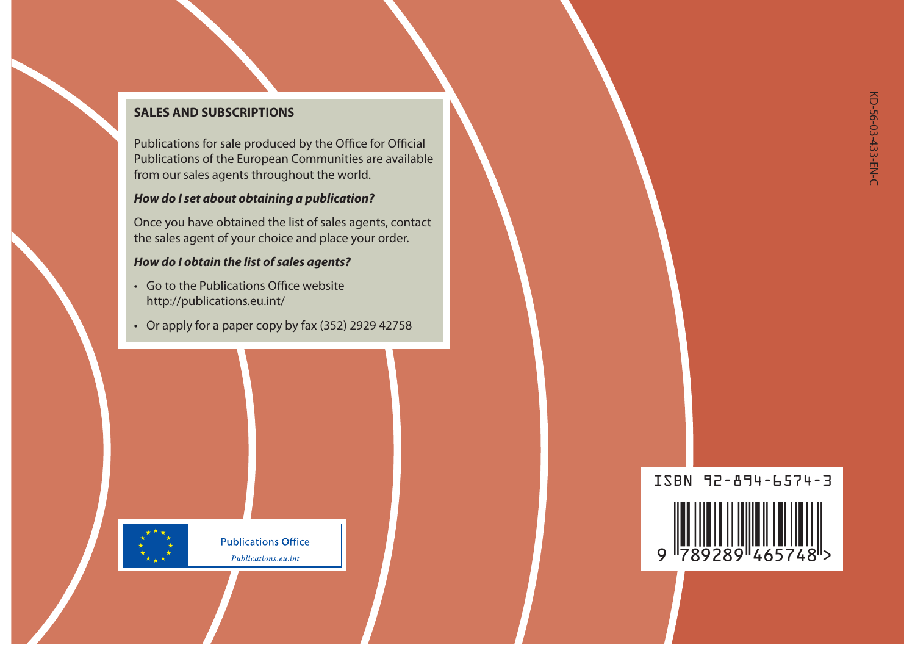KD-56-03-433-EN-C

**SALES AND SUBSCRIPTIONS**

Publications for sale produced by the Office for Official Publications of the European Communities are available from our sales agents throughout the world.

***How do I set about obtaining a publication?***

Once you have obtained the list of sales agents, contact the sales agent of your choice and place your order.

***How do I obtain the list of sales agents?***

- Go to the Publications Office website http://publications.eu.int/
- Or apply for a paper copy by fax (352) 2929 42758

Publications Office
*Publications.eu.int*

ISBN 92-894-6574-3

9 789289 465748